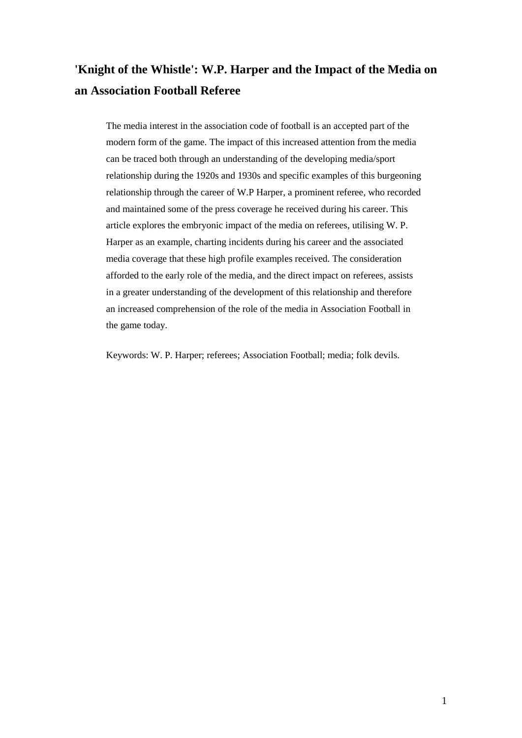# 'Knight of the Whistle': W.P. Harper and the Impact of the Media on an Association Football Referee

The media interest in the association code of football is an accepted part of the modern form of the game. The impact of this increased attention from the media can be traced both through an understanding of the developing media/sport relationship during the 1920s and 1930s and specific examples of this burgeoning relationship through the career of W.P Harper, a prominent referee, who recorded and maintained some of the press coverage he received during his career. This article explores the embryonic impact of the media on referees, utilising W. P. Harper as an example, charting incidents during his career and the associated media coverage that these high profile examples received. The consideration afforded to the early role of the media, and the direct impact on referees, assists in a greater understanding of the development of this relationship and therefore an increased comprehension of the role of the media in Association Football in the game today.

Keywords: W. P. Harper; referees; Association Football; media; folk devils.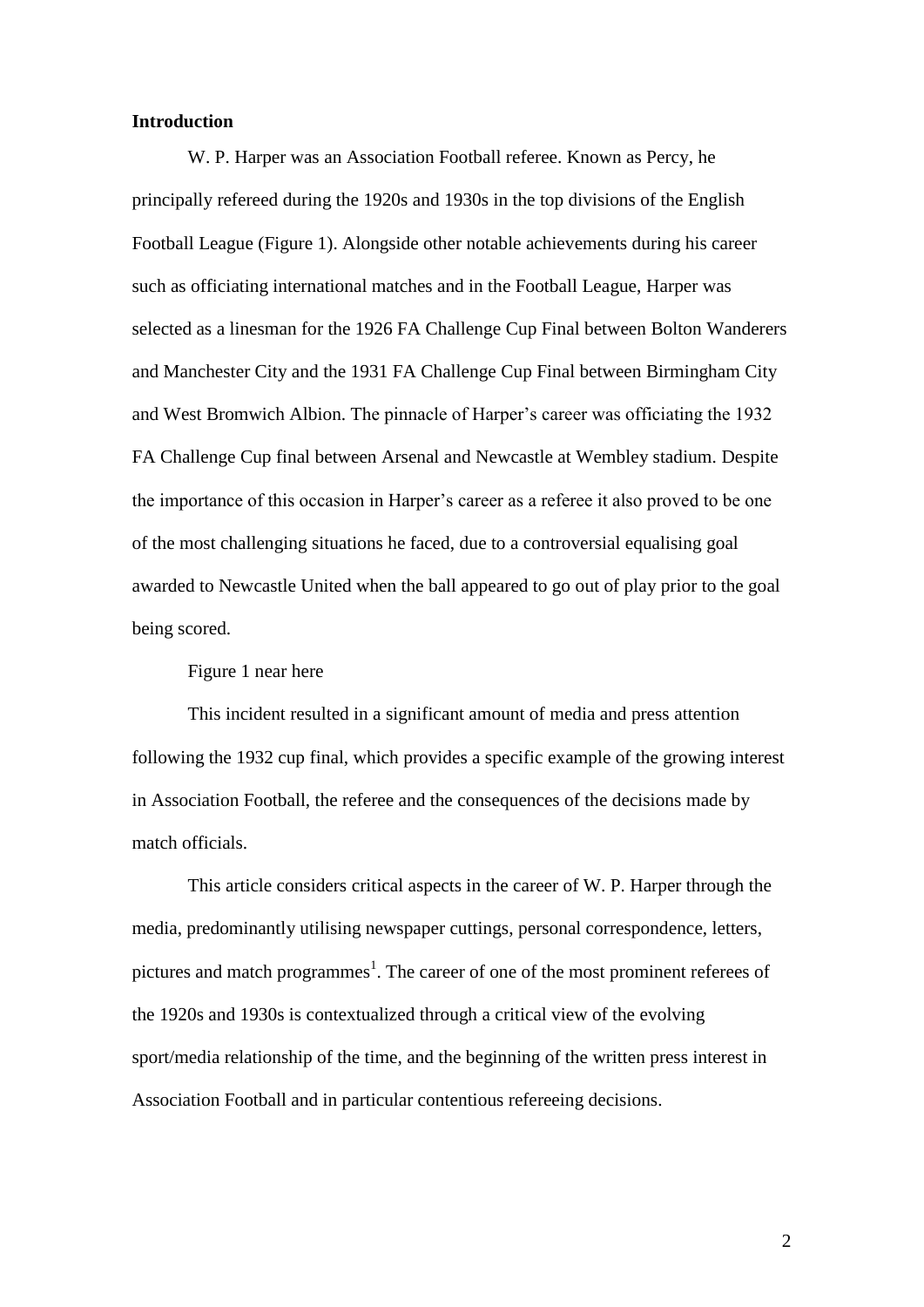## Introduction

W. P. Harper was an Association Football referee. Known as Percy, he principally refereed during the 1920s and 1930s in the top divisions of the English Football League (Figure 1). Alongside other notable achievements during his career such as officiating international matches and in the Football League, Harper was selected as a linesman for the 1926 FA Challenge Cup Final between Bolton Wanderers and Manchester City and the 1931 FA Challenge Cup Final between Birmingham City and West Bromwich Albion. The pinnacle of Harper's career was officiating the 1932 FA Challenge Cup final between Arsenal and Newcastle at Wembley stadium. Despite the importance of this occasion in Harper's career as a referee it also proved to be one of the most challenging situations he faced, due to a controversial equalising goal awarded to Newcastle United when the ball appeared to go out of play prior to the goal being scored.

Figure 1 near here

This incident resulted in a significant amount of media and press attention following the 1932 cup final, which provides a specific example of the growing interest in Association Football, the referee and the consequences of the decisions made by match officials.

This article considers critical aspects in the career of W. P. Harper through the media, predominantly utilising newspaper cuttings, personal correspondence, letters, pictures and match programmes[1]. The career of one of the most prominent referees of the 1920s and 1930s is contextualized through a critical view of the evolving sport/media relationship of the time, and the beginning of the written press interest in Association Football and in particular contentious refereeing decisions.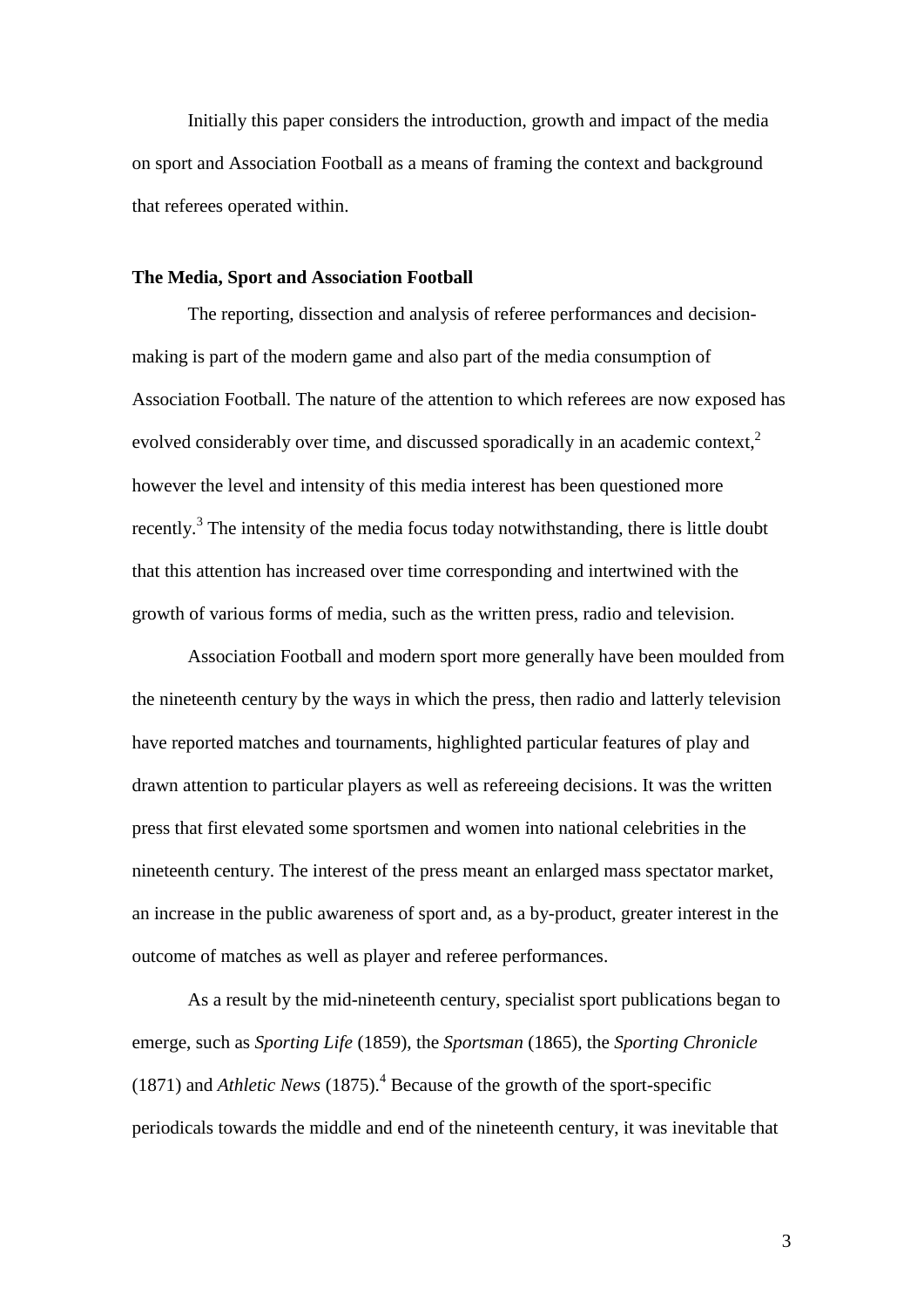Initially this paper considers the introduction, growth and impact of the media on sport and Association Football as a means of framing the context and background that referees operated within.

### The Media, Sport and Association Football

The reporting, dissection and analysis of referee performances and decision-making is part of the modern game and also part of the media consumption of Association Football. The nature of the attention to which referees are now exposed has evolved considerably over time, and discussed sporadically in an academic context,[2] however the level and intensity of this media interest has been questioned more recently.[3] The intensity of the media focus today notwithstanding, there is little doubt that this attention has increased over time corresponding and intertwined with the growth of various forms of media, such as the written press, radio and television.

Association Football and modern sport more generally have been moulded from the nineteenth century by the ways in which the press, then radio and latterly television have reported matches and tournaments, highlighted particular features of play and drawn attention to particular players as well as refereeing decisions. It was the written press that first elevated some sportsmen and women into national celebrities in the nineteenth century. The interest of the press meant an enlarged mass spectator market, an increase in the public awareness of sport and, as a by-product, greater interest in the outcome of matches as well as player and referee performances.

As a result by the mid-nineteenth century, specialist sport publications began to emerge, such as *Sporting Life* (1859), the *Sportsman* (1865), the *Sporting Chronicle* (1871) and *Athletic News* (1875).[4] Because of the growth of the sport-specific periodicals towards the middle and end of the nineteenth century, it was inevitable that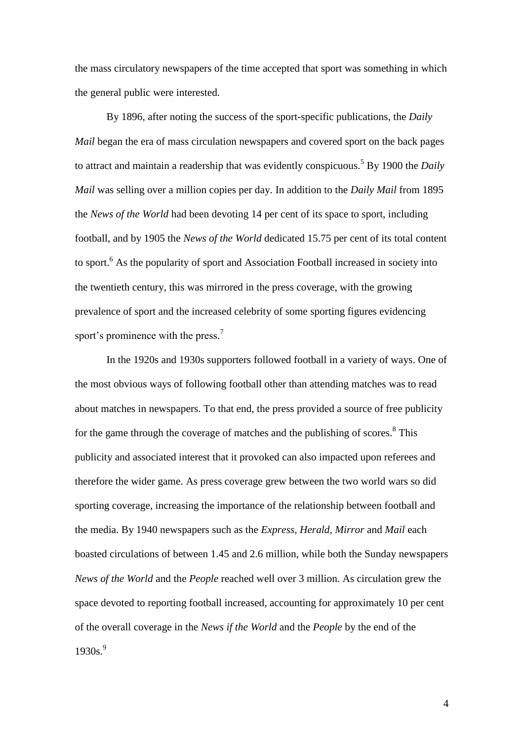the mass circulatory newspapers of the time accepted that sport was something in which the general public were interested.

By 1896, after noting the success of the sport-specific publications, the *Daily Mail* began the era of mass circulation newspapers and covered sport on the back pages to attract and maintain a readership that was evidently conspicuous.[5] By 1900 the *Daily Mail* was selling over a million copies per day. In addition to the *Daily Mail* from 1895 the *News of the World* had been devoting 14 per cent of its space to sport, including football, and by 1905 the *News of the World* dedicated 15.75 per cent of its total content to sport.[6] As the popularity of sport and Association Football increased in society into the twentieth century, this was mirrored in the press coverage, with the growing prevalence of sport and the increased celebrity of some sporting figures evidencing sport's prominence with the press.[7]

In the 1920s and 1930s supporters followed football in a variety of ways. One of the most obvious ways of following football other than attending matches was to read about matches in newspapers. To that end, the press provided a source of free publicity for the game through the coverage of matches and the publishing of scores.[8] This publicity and associated interest that it provoked can also impacted upon referees and therefore the wider game. As press coverage grew between the two world wars so did sporting coverage, increasing the importance of the relationship between football and the media. By 1940 newspapers such as the *Express*, *Herald*, *Mirror* and *Mail* each boasted circulations of between 1.45 and 2.6 million, while both the Sunday newspapers *News of the World* and the *People* reached well over 3 million. As circulation grew the space devoted to reporting football increased, accounting for approximately 10 per cent of the overall coverage in the *News if the World* and the *People* by the end of the 1930s.[9]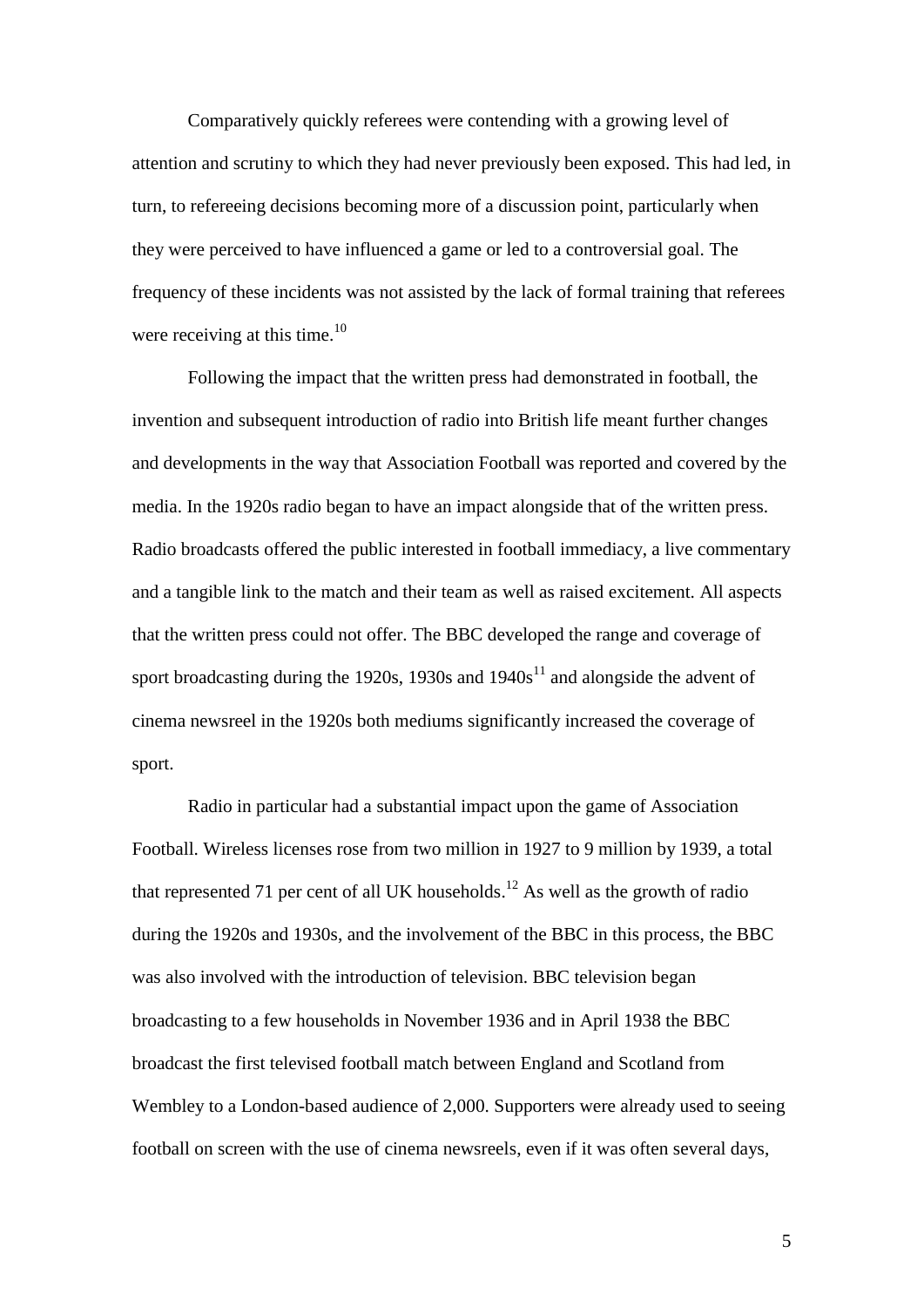Comparatively quickly referees were contending with a growing level of attention and scrutiny to which they had never previously been exposed. This had led, in turn, to refereeing decisions becoming more of a discussion point, particularly when they were perceived to have influenced a game or led to a controversial goal. The frequency of these incidents was not assisted by the lack of formal training that referees were receiving at this time.[10]

Following the impact that the written press had demonstrated in football, the invention and subsequent introduction of radio into British life meant further changes and developments in the way that Association Football was reported and covered by the media. In the 1920s radio began to have an impact alongside that of the written press. Radio broadcasts offered the public interested in football immediacy, a live commentary and a tangible link to the match and their team as well as raised excitement. All aspects that the written press could not offer. The BBC developed the range and coverage of sport broadcasting during the 1920s, 1930s and 1940s[11] and alongside the advent of cinema newsreel in the 1920s both mediums significantly increased the coverage of sport.

Radio in particular had a substantial impact upon the game of Association Football. Wireless licenses rose from two million in 1927 to 9 million by 1939, a total that represented 71 per cent of all UK households.[12] As well as the growth of radio during the 1920s and 1930s, and the involvement of the BBC in this process, the BBC was also involved with the introduction of television. BBC television began broadcasting to a few households in November 1936 and in April 1938 the BBC broadcast the first televised football match between England and Scotland from Wembley to a London-based audience of 2,000. Supporters were already used to seeing football on screen with the use of cinema newsreels, even if it was often several days,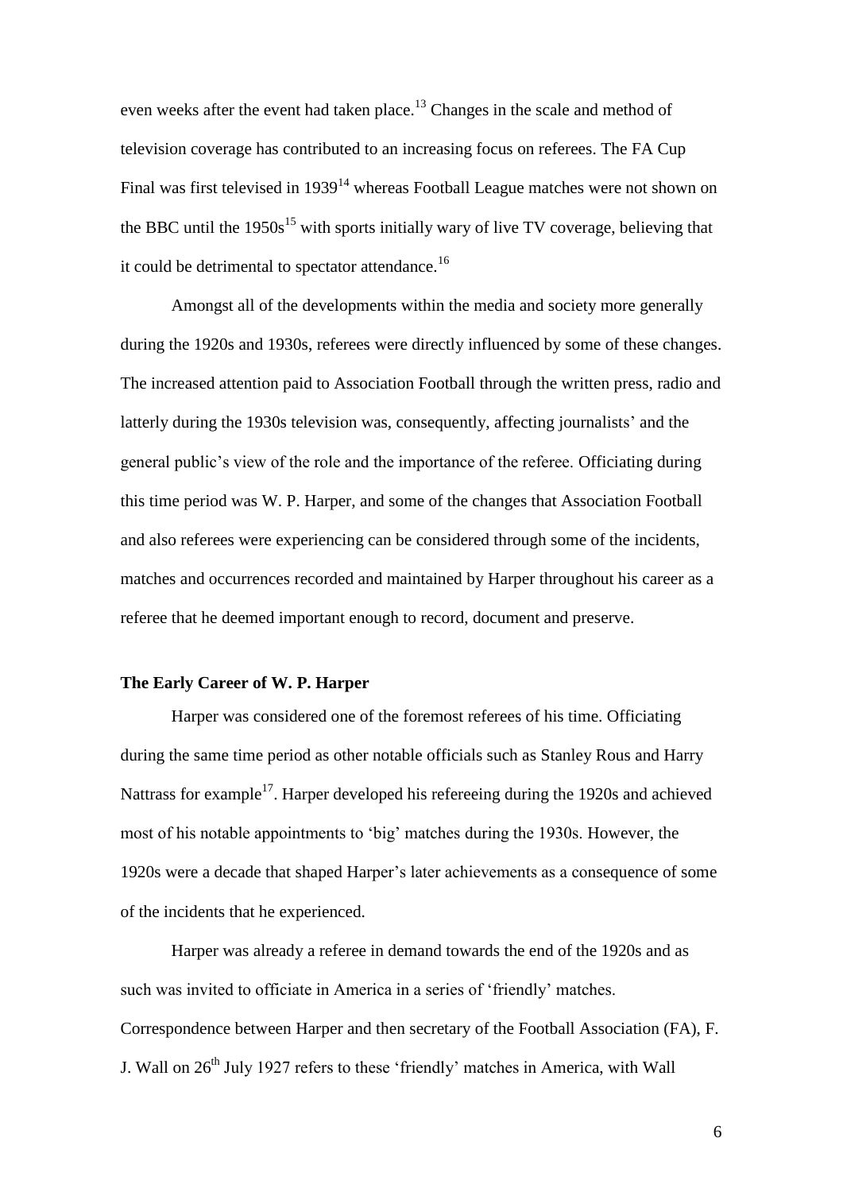even weeks after the event had taken place.[13] Changes in the scale and method of television coverage has contributed to an increasing focus on referees. The FA Cup Final was first televised in 1939[14] whereas Football League matches were not shown on the BBC until the 1950s[15] with sports initially wary of live TV coverage, believing that it could be detrimental to spectator attendance.[16]

Amongst all of the developments within the media and society more generally during the 1920s and 1930s, referees were directly influenced by some of these changes. The increased attention paid to Association Football through the written press, radio and latterly during the 1930s television was, consequently, affecting journalists' and the general public's view of the role and the importance of the referee. Officiating during this time period was W. P. Harper, and some of the changes that Association Football and also referees were experiencing can be considered through some of the incidents, matches and occurrences recorded and maintained by Harper throughout his career as a referee that he deemed important enough to record, document and preserve.

### The Early Career of W. P. Harper

Harper was considered one of the foremost referees of his time. Officiating during the same time period as other notable officials such as Stanley Rous and Harry Nattrass for example[17]. Harper developed his refereeing during the 1920s and achieved most of his notable appointments to 'big' matches during the 1930s. However, the 1920s were a decade that shaped Harper's later achievements as a consequence of some of the incidents that he experienced.

Harper was already a referee in demand towards the end of the 1920s and as such was invited to officiate in America in a series of 'friendly' matches. Correspondence between Harper and then secretary of the Football Association (FA), F. J. Wall on 26th July 1927 refers to these 'friendly' matches in America, with Wall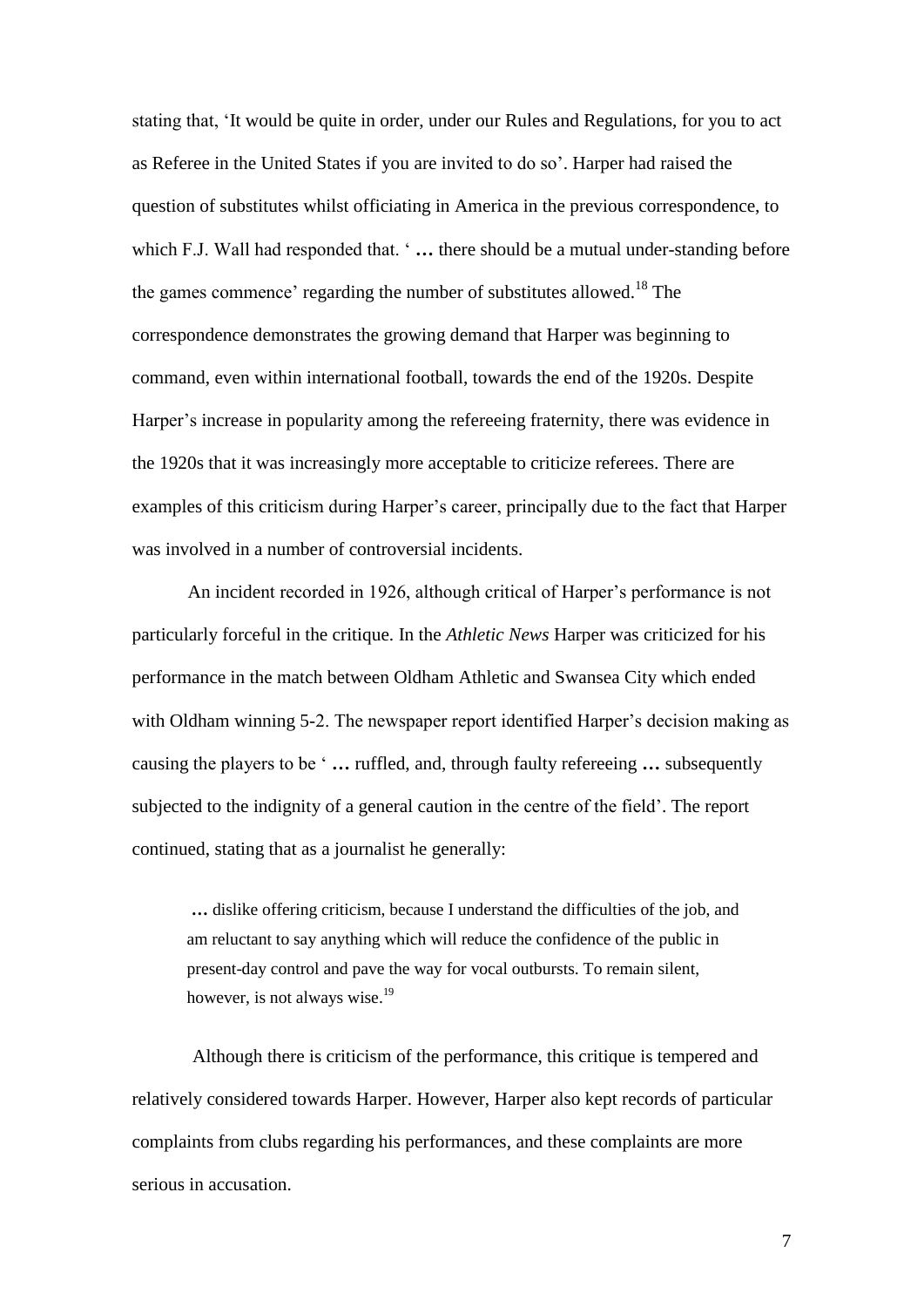stating that, 'It would be quite in order, under our Rules and Regulations, for you to act as Referee in the United States if you are invited to do so'. Harper had raised the question of substitutes whilst officiating in America in the previous correspondence, to which F.J. Wall had responded that. ' … there should be a mutual under-standing before the games commence' regarding the number of substitutes allowed.[18] The correspondence demonstrates the growing demand that Harper was beginning to command, even within international football, towards the end of the 1920s. Despite Harper's increase in popularity among the refereeing fraternity, there was evidence in the 1920s that it was increasingly more acceptable to criticize referees. There are examples of this criticism during Harper's career, principally due to the fact that Harper was involved in a number of controversial incidents.

An incident recorded in 1926, although critical of Harper's performance is not particularly forceful in the critique. In the *Athletic News* Harper was criticized for his performance in the match between Oldham Athletic and Swansea City which ended with Oldham winning 5-2. The newspaper report identified Harper's decision making as causing the players to be ' … ruffled, and, through faulty refereeing … subsequently subjected to the indignity of a general caution in the centre of the field'. The report continued, stating that as a journalist he generally:

> … dislike offering criticism, because I understand the difficulties of the job, and am reluctant to say anything which will reduce the confidence of the public in present-day control and pave the way for vocal outbursts. To remain silent, however, is not always wise.[19]

Although there is criticism of the performance, this critique is tempered and relatively considered towards Harper. However, Harper also kept records of particular complaints from clubs regarding his performances, and these complaints are more serious in accusation.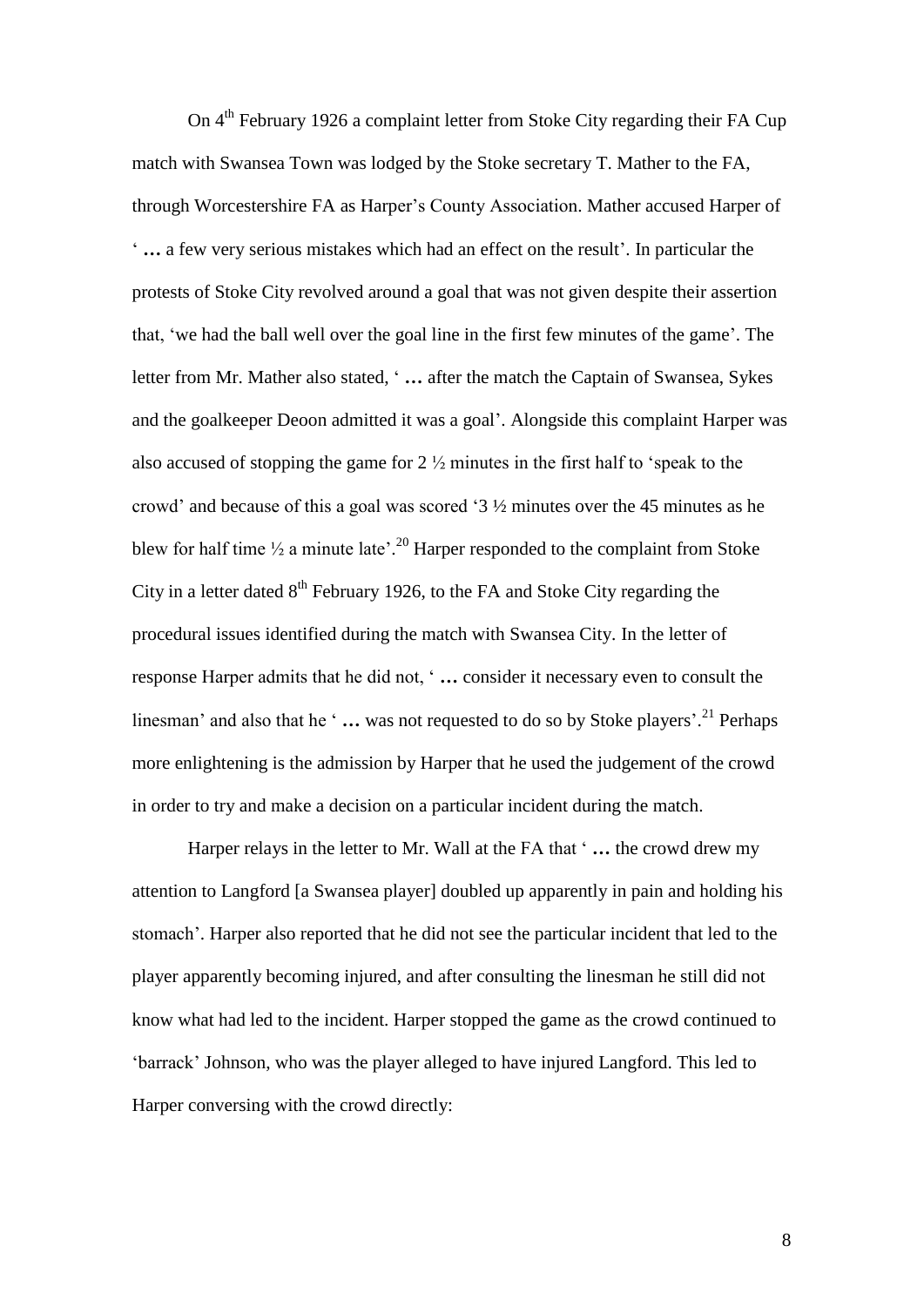On 4th February 1926 a complaint letter from Stoke City regarding their FA Cup match with Swansea Town was lodged by the Stoke secretary T. Mather to the FA, through Worcestershire FA as Harper's County Association. Mather accused Harper of ' **…** a few very serious mistakes which had an effect on the result'. In particular the protests of Stoke City revolved around a goal that was not given despite their assertion that, 'we had the ball well over the goal line in the first few minutes of the game'. The letter from Mr. Mather also stated, ' **…** after the match the Captain of Swansea, Sykes and the goalkeeper Deoon admitted it was a goal'. Alongside this complaint Harper was also accused of stopping the game for 2 ½ minutes in the first half to 'speak to the crowd' and because of this a goal was scored '3 ½ minutes over the 45 minutes as he blew for half time ½ a minute late'.[20] Harper responded to the complaint from Stoke City in a letter dated 8th February 1926, to the FA and Stoke City regarding the procedural issues identified during the match with Swansea City. In the letter of response Harper admits that he did not, ' **…** consider it necessary even to consult the linesman' and also that he ' **…** was not requested to do so by Stoke players'.[21] Perhaps more enlightening is the admission by Harper that he used the judgement of the crowd in order to try and make a decision on a particular incident during the match.

Harper relays in the letter to Mr. Wall at the FA that ' **…** the crowd drew my attention to Langford [a Swansea player] doubled up apparently in pain and holding his stomach'. Harper also reported that he did not see the particular incident that led to the player apparently becoming injured, and after consulting the linesman he still did not know what had led to the incident. Harper stopped the game as the crowd continued to 'barrack' Johnson, who was the player alleged to have injured Langford. This led to Harper conversing with the crowd directly: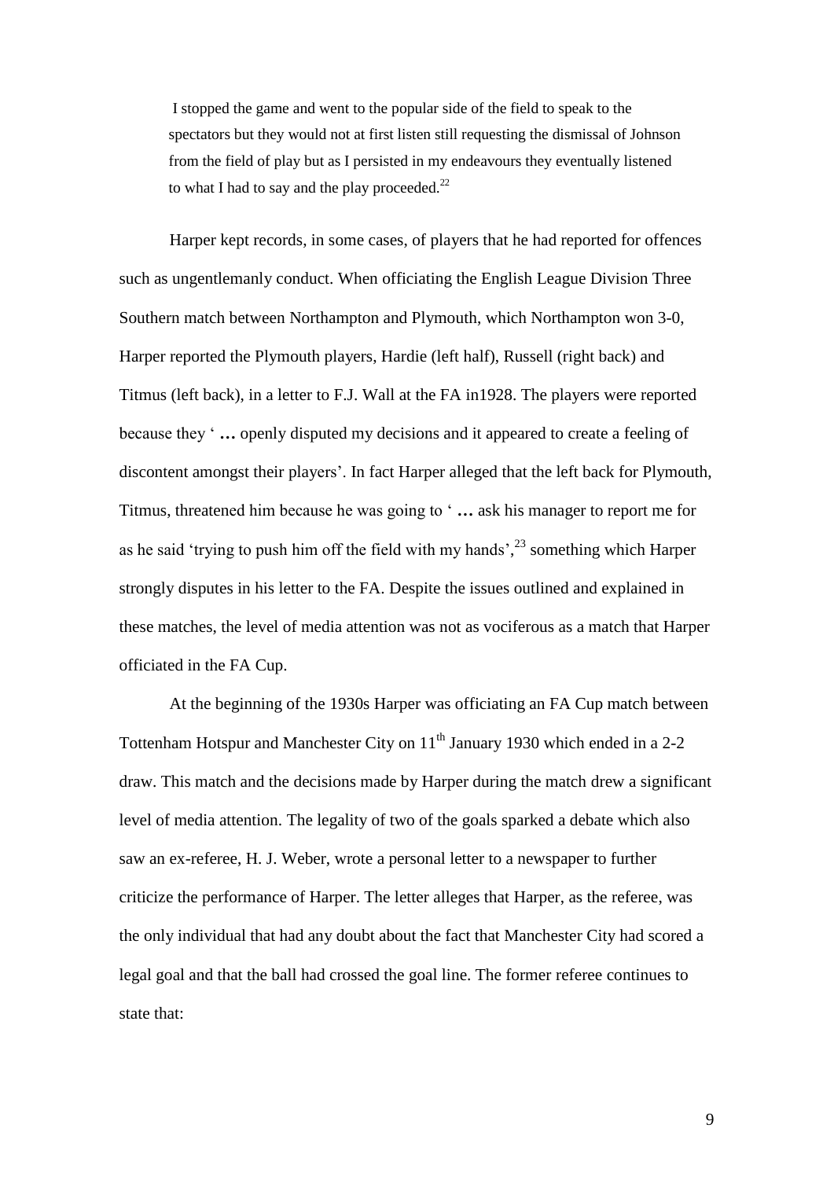> I stopped the game and went to the popular side of the field to speak to the spectators but they would not at first listen still requesting the dismissal of Johnson from the field of play but as I persisted in my endeavours they eventually listened to what I had to say and the play proceeded.[22]

Harper kept records, in some cases, of players that he had reported for offences such as ungentlemanly conduct. When officiating the English League Division Three Southern match between Northampton and Plymouth, which Northampton won 3-0, Harper reported the Plymouth players, Hardie (left half), Russell (right back) and Titmus (left back), in a letter to F.J. Wall at the FA in1928. The players were reported because they ' **…** openly disputed my decisions and it appeared to create a feeling of discontent amongst their players'. In fact Harper alleged that the left back for Plymouth, Titmus, threatened him because he was going to ' **…** ask his manager to report me for as he said 'trying to push him off the field with my hands',[23] something which Harper strongly disputes in his letter to the FA. Despite the issues outlined and explained in these matches, the level of media attention was not as vociferous as a match that Harper officiated in the FA Cup.

At the beginning of the 1930s Harper was officiating an FA Cup match between Tottenham Hotspur and Manchester City on 11th January 1930 which ended in a 2-2 draw. This match and the decisions made by Harper during the match drew a significant level of media attention. The legality of two of the goals sparked a debate which also saw an ex-referee, H. J. Weber, wrote a personal letter to a newspaper to further criticize the performance of Harper. The letter alleges that Harper, as the referee, was the only individual that had any doubt about the fact that Manchester City had scored a legal goal and that the ball had crossed the goal line. The former referee continues to state that: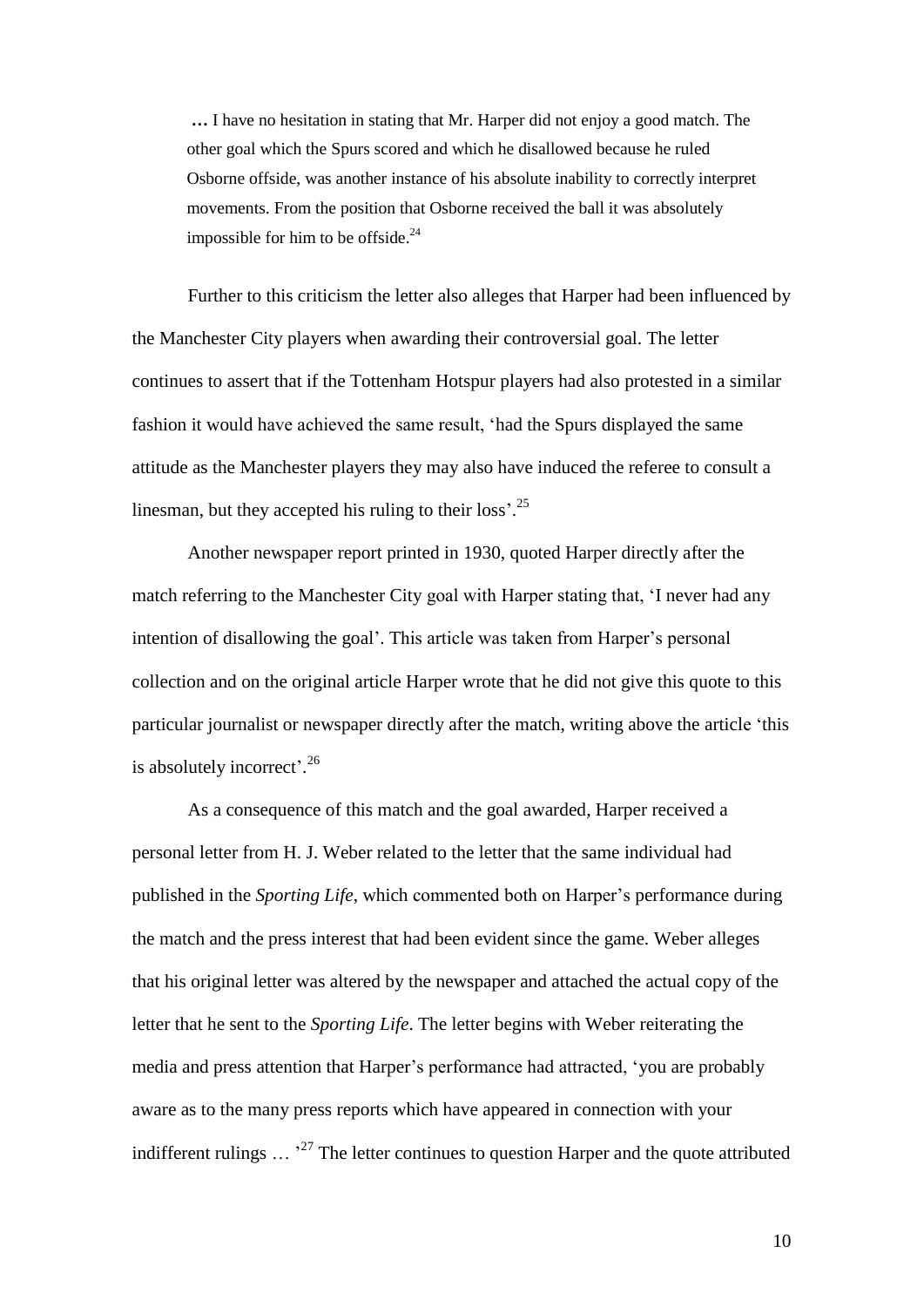> … I have no hesitation in stating that Mr. Harper did not enjoy a good match. The other goal which the Spurs scored and which he disallowed because he ruled Osborne offside, was another instance of his absolute inability to correctly interpret movements. From the position that Osborne received the ball it was absolutely impossible for him to be offside.[24]

Further to this criticism the letter also alleges that Harper had been influenced by the Manchester City players when awarding their controversial goal. The letter continues to assert that if the Tottenham Hotspur players had also protested in a similar fashion it would have achieved the same result, 'had the Spurs displayed the same attitude as the Manchester players they may also have induced the referee to consult a linesman, but they accepted his ruling to their loss'.[25]

Another newspaper report printed in 1930, quoted Harper directly after the match referring to the Manchester City goal with Harper stating that, 'I never had any intention of disallowing the goal'. This article was taken from Harper's personal collection and on the original article Harper wrote that he did not give this quote to this particular journalist or newspaper directly after the match, writing above the article 'this is absolutely incorrect'.[26]

As a consequence of this match and the goal awarded, Harper received a personal letter from H. J. Weber related to the letter that the same individual had published in the *Sporting Life*, which commented both on Harper's performance during the match and the press interest that had been evident since the game. Weber alleges that his original letter was altered by the newspaper and attached the actual copy of the letter that he sent to the *Sporting Life*. The letter begins with Weber reiterating the media and press attention that Harper's performance had attracted, 'you are probably aware as to the many press reports which have appeared in connection with your indifferent rulings … '[27] The letter continues to question Harper and the quote attributed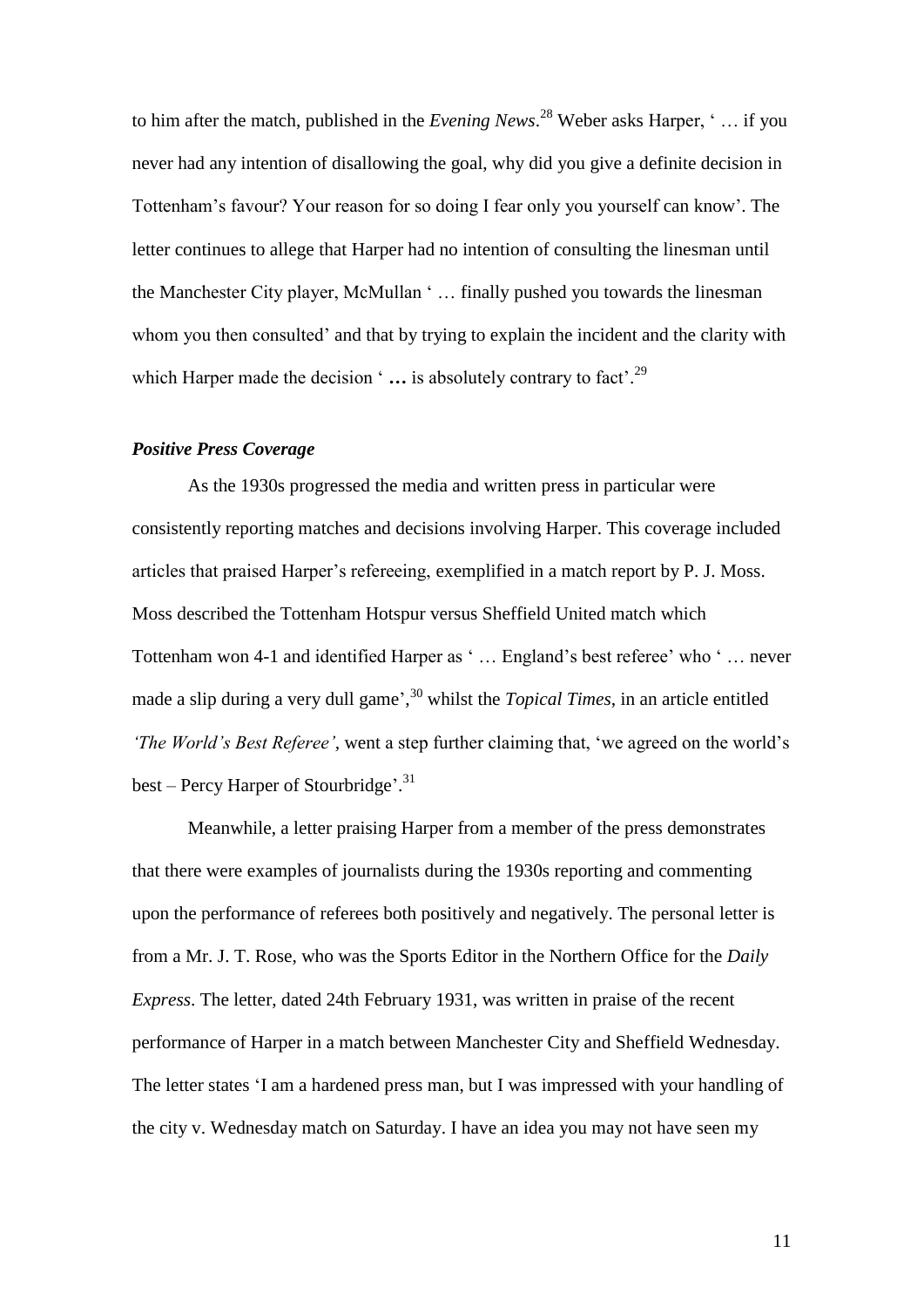to him after the match, published in the *Evening News*.[28] Weber asks Harper, ' … if you never had any intention of disallowing the goal, why did you give a definite decision in Tottenham's favour? Your reason for so doing I fear only you yourself can know'. The letter continues to allege that Harper had no intention of consulting the linesman until the Manchester City player, McMullan ' … finally pushed you towards the linesman whom you then consulted' and that by trying to explain the incident and the clarity with which Harper made the decision ' **…** is absolutely contrary to fact'.[29]

### *Positive Press Coverage*

As the 1930s progressed the media and written press in particular were consistently reporting matches and decisions involving Harper. This coverage included articles that praised Harper's refereeing, exemplified in a match report by P. J. Moss. Moss described the Tottenham Hotspur versus Sheffield United match which Tottenham won 4-1 and identified Harper as ' … England's best referee' who ' … never made a slip during a very dull game',[30] whilst the *Topical Times*, in an article entitled *'The World's Best Referee'*, went a step further claiming that, 'we agreed on the world's best – Percy Harper of Stourbridge'.[31]

Meanwhile, a letter praising Harper from a member of the press demonstrates that there were examples of journalists during the 1930s reporting and commenting upon the performance of referees both positively and negatively. The personal letter is from a Mr. J. T. Rose, who was the Sports Editor in the Northern Office for the *Daily Express*. The letter, dated 24th February 1931, was written in praise of the recent performance of Harper in a match between Manchester City and Sheffield Wednesday. The letter states 'I am a hardened press man, but I was impressed with your handling of the city v. Wednesday match on Saturday. I have an idea you may not have seen my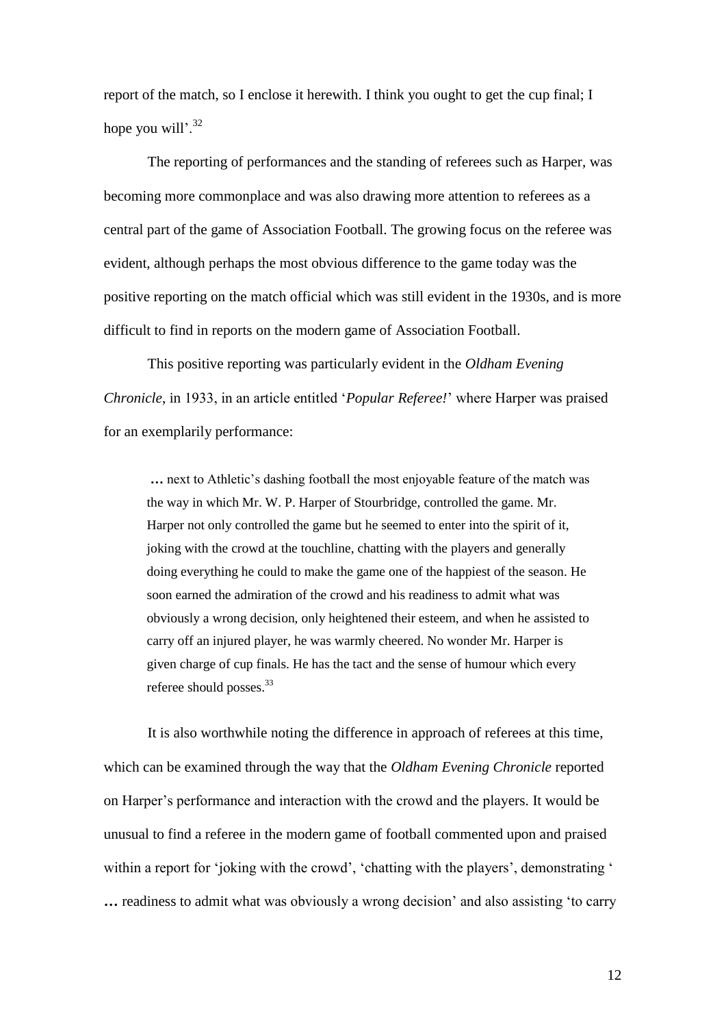report of the match, so I enclose it herewith. I think you ought to get the cup final; I hope you will'.[32]

The reporting of performances and the standing of referees such as Harper, was becoming more commonplace and was also drawing more attention to referees as a central part of the game of Association Football. The growing focus on the referee was evident, although perhaps the most obvious difference to the game today was the positive reporting on the match official which was still evident in the 1930s, and is more difficult to find in reports on the modern game of Association Football.

This positive reporting was particularly evident in the *Oldham Evening Chronicle*, in 1933, in an article entitled '*Popular Referee!*' where Harper was praised for an exemplarily performance:

> **…** next to Athletic's dashing football the most enjoyable feature of the match was the way in which Mr. W. P. Harper of Stourbridge, controlled the game. Mr. Harper not only controlled the game but he seemed to enter into the spirit of it, joking with the crowd at the touchline, chatting with the players and generally doing everything he could to make the game one of the happiest of the season. He soon earned the admiration of the crowd and his readiness to admit what was obviously a wrong decision, only heightened their esteem, and when he assisted to carry off an injured player, he was warmly cheered. No wonder Mr. Harper is given charge of cup finals. He has the tact and the sense of humour which every referee should posses.[33]

It is also worthwhile noting the difference in approach of referees at this time, which can be examined through the way that the *Oldham Evening Chronicle* reported on Harper's performance and interaction with the crowd and the players. It would be unusual to find a referee in the modern game of football commented upon and praised within a report for 'joking with the crowd', 'chatting with the players', demonstrating ' **…** readiness to admit what was obviously a wrong decision' and also assisting 'to carry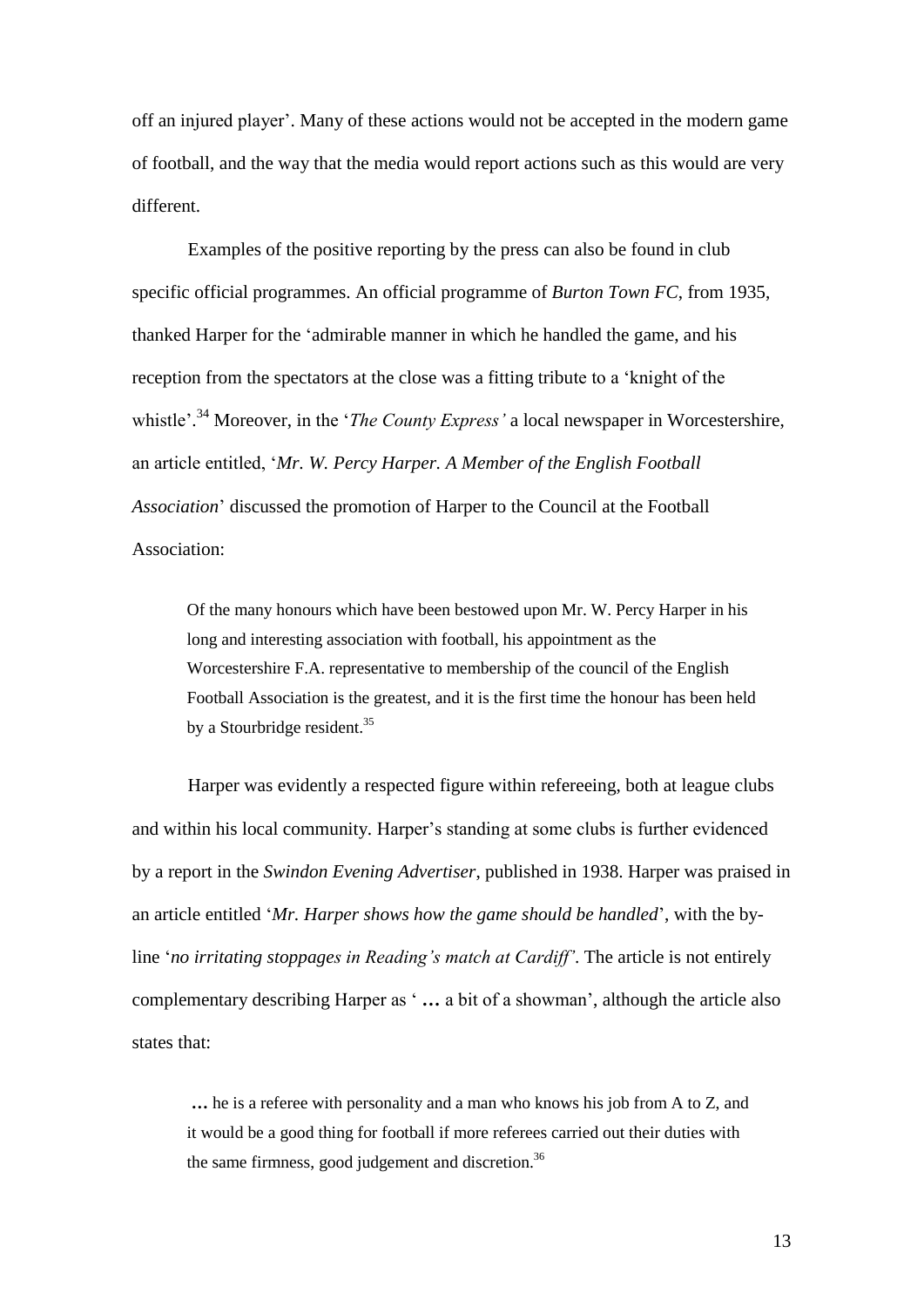off an injured player'. Many of these actions would not be accepted in the modern game of football, and the way that the media would report actions such as this would are very different.

Examples of the positive reporting by the press can also be found in club specific official programmes. An official programme of *Burton Town FC*, from 1935, thanked Harper for the 'admirable manner in which he handled the game, and his reception from the spectators at the close was a fitting tribute to a 'knight of the whistle'.[34] Moreover, in the '*The County Express'* a local newspaper in Worcestershire, an article entitled, '*Mr. W. Percy Harper. A Member of the English Football Association*' discussed the promotion of Harper to the Council at the Football Association:

> Of the many honours which have been bestowed upon Mr. W. Percy Harper in his long and interesting association with football, his appointment as the Worcestershire F.A. representative to membership of the council of the English Football Association is the greatest, and it is the first time the honour has been held by a Stourbridge resident.[35]

Harper was evidently a respected figure within refereeing, both at league clubs and within his local community. Harper's standing at some clubs is further evidenced by a report in the *Swindon Evening Advertiser*, published in 1938. Harper was praised in an article entitled '*Mr. Harper shows how the game should be handled*', with the by-line '*no irritating stoppages in Reading's match at Cardiff'*. The article is not entirely complementary describing Harper as ' **…** a bit of a showman', although the article also states that:

> **…** he is a referee with personality and a man who knows his job from A to Z, and it would be a good thing for football if more referees carried out their duties with the same firmness, good judgement and discretion.[36]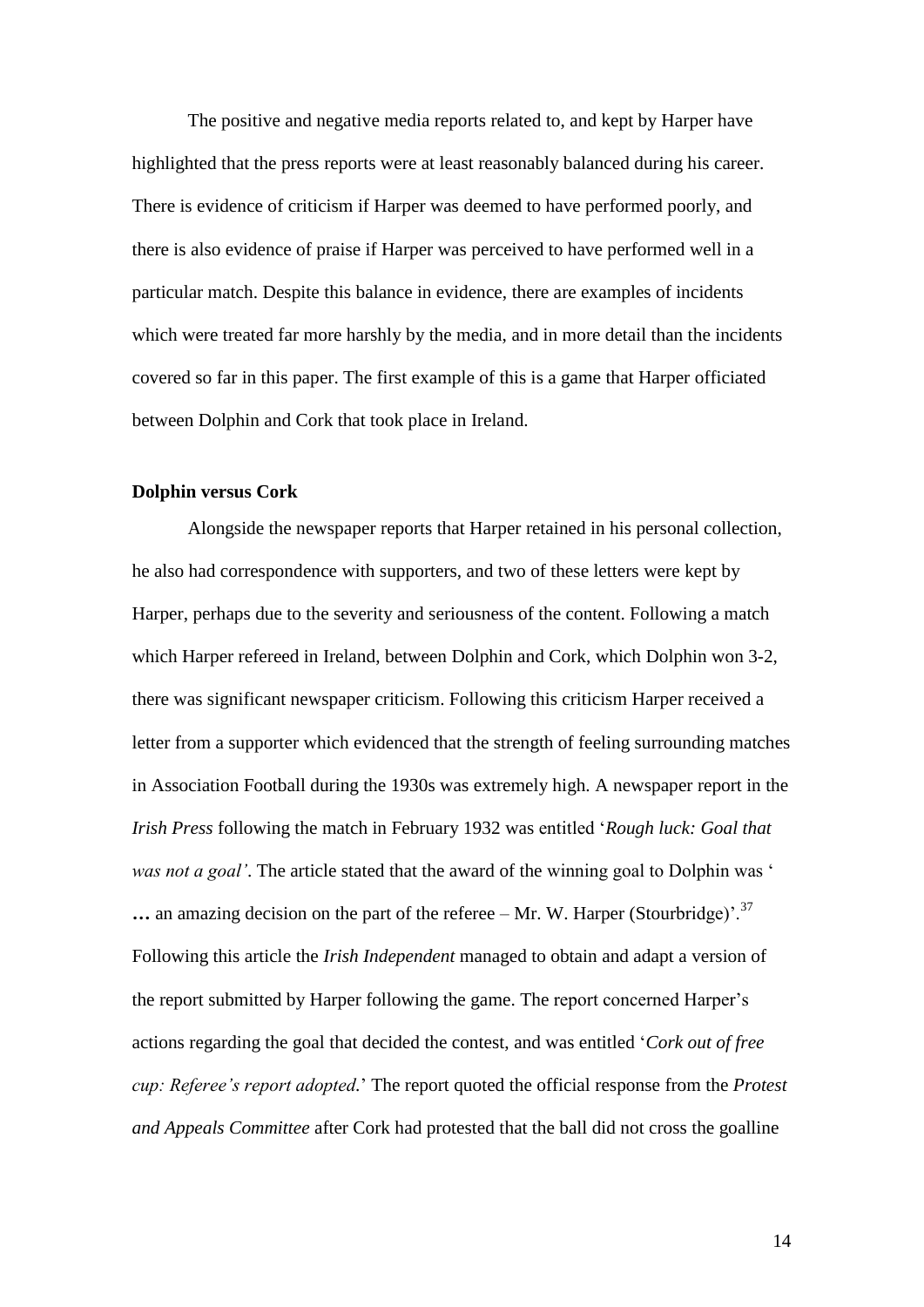The positive and negative media reports related to, and kept by Harper have highlighted that the press reports were at least reasonably balanced during his career. There is evidence of criticism if Harper was deemed to have performed poorly, and there is also evidence of praise if Harper was perceived to have performed well in a particular match. Despite this balance in evidence, there are examples of incidents which were treated far more harshly by the media, and in more detail than the incidents covered so far in this paper. The first example of this is a game that Harper officiated between Dolphin and Cork that took place in Ireland.

**Dolphin versus Cork**

Alongside the newspaper reports that Harper retained in his personal collection, he also had correspondence with supporters, and two of these letters were kept by Harper, perhaps due to the severity and seriousness of the content. Following a match which Harper refereed in Ireland, between Dolphin and Cork, which Dolphin won 3-2, there was significant newspaper criticism. Following this criticism Harper received a letter from a supporter which evidenced that the strength of feeling surrounding matches in Association Football during the 1930s was extremely high. A newspaper report in the *Irish Press* following the match in February 1932 was entitled '*Rough luck: Goal that was not a goal'*. The article stated that the award of the winning goal to Dolphin was ' **…** an amazing decision on the part of the referee – Mr. W. Harper (Stourbridge)'.[37] Following this article the *Irish Independent* managed to obtain and adapt a version of the report submitted by Harper following the game. The report concerned Harper's actions regarding the goal that decided the contest, and was entitled '*Cork out of free cup: Referee's report adopted.*' The report quoted the official response from the *Protest and Appeals Committee* after Cork had protested that the ball did not cross the goalline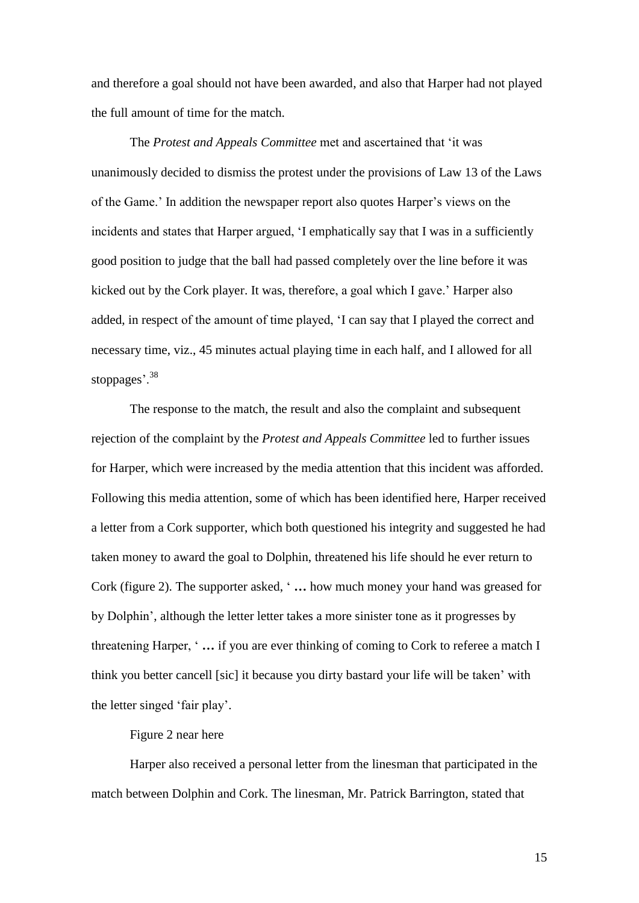and therefore a goal should not have been awarded, and also that Harper had not played the full amount of time for the match.

The *Protest and Appeals Committee* met and ascertained that 'it was unanimously decided to dismiss the protest under the provisions of Law 13 of the Laws of the Game.' In addition the newspaper report also quotes Harper's views on the incidents and states that Harper argued, 'I emphatically say that I was in a sufficiently good position to judge that the ball had passed completely over the line before it was kicked out by the Cork player. It was, therefore, a goal which I gave.' Harper also added, in respect of the amount of time played, 'I can say that I played the correct and necessary time, viz., 45 minutes actual playing time in each half, and I allowed for all stoppages'.[38]

The response to the match, the result and also the complaint and subsequent rejection of the complaint by the *Protest and Appeals Committee* led to further issues for Harper, which were increased by the media attention that this incident was afforded. Following this media attention, some of which has been identified here, Harper received a letter from a Cork supporter, which both questioned his integrity and suggested he had taken money to award the goal to Dolphin, threatened his life should he ever return to Cork (figure 2). The supporter asked, ' **…** how much money your hand was greased for by Dolphin', although the letter letter takes a more sinister tone as it progresses by threatening Harper, ' **…** if you are ever thinking of coming to Cork to referee a match I think you better cancell [sic] it because you dirty bastard your life will be taken' with the letter singed 'fair play'.

Figure 2 near here

Harper also received a personal letter from the linesman that participated in the match between Dolphin and Cork. The linesman, Mr. Patrick Barrington, stated that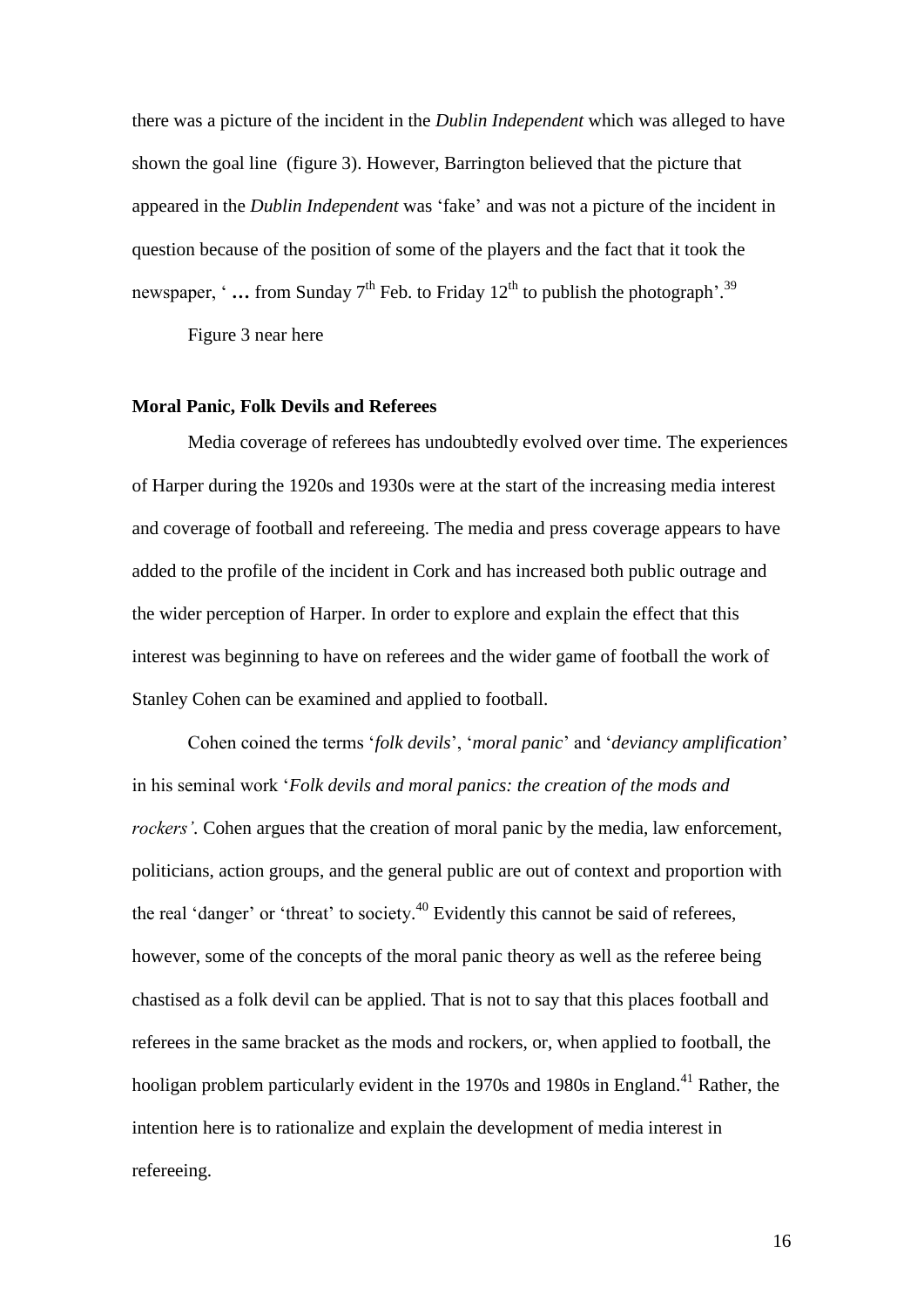there was a picture of the incident in the *Dublin Independent* which was alleged to have shown the goal line (figure 3). However, Barrington believed that the picture that appeared in the *Dublin Independent* was 'fake' and was not a picture of the incident in question because of the position of some of the players and the fact that it took the newspaper, ' **…** from Sunday 7th Feb. to Friday 12th to publish the photograph'.[39]

Figure 3 near here

### Moral Panic, Folk Devils and Referees

Media coverage of referees has undoubtedly evolved over time. The experiences of Harper during the 1920s and 1930s were at the start of the increasing media interest and coverage of football and refereeing. The media and press coverage appears to have added to the profile of the incident in Cork and has increased both public outrage and the wider perception of Harper. In order to explore and explain the effect that this interest was beginning to have on referees and the wider game of football the work of Stanley Cohen can be examined and applied to football.

Cohen coined the terms '*folk devils*', '*moral panic*' and '*deviancy amplification*' in his seminal work '*Folk devils and moral panics: the creation of the mods and rockers'*. Cohen argues that the creation of moral panic by the media, law enforcement, politicians, action groups, and the general public are out of context and proportion with the real 'danger' or 'threat' to society.[40] Evidently this cannot be said of referees, however, some of the concepts of the moral panic theory as well as the referee being chastised as a folk devil can be applied. That is not to say that this places football and referees in the same bracket as the mods and rockers, or, when applied to football, the hooligan problem particularly evident in the 1970s and 1980s in England.[41] Rather, the intention here is to rationalize and explain the development of media interest in refereeing.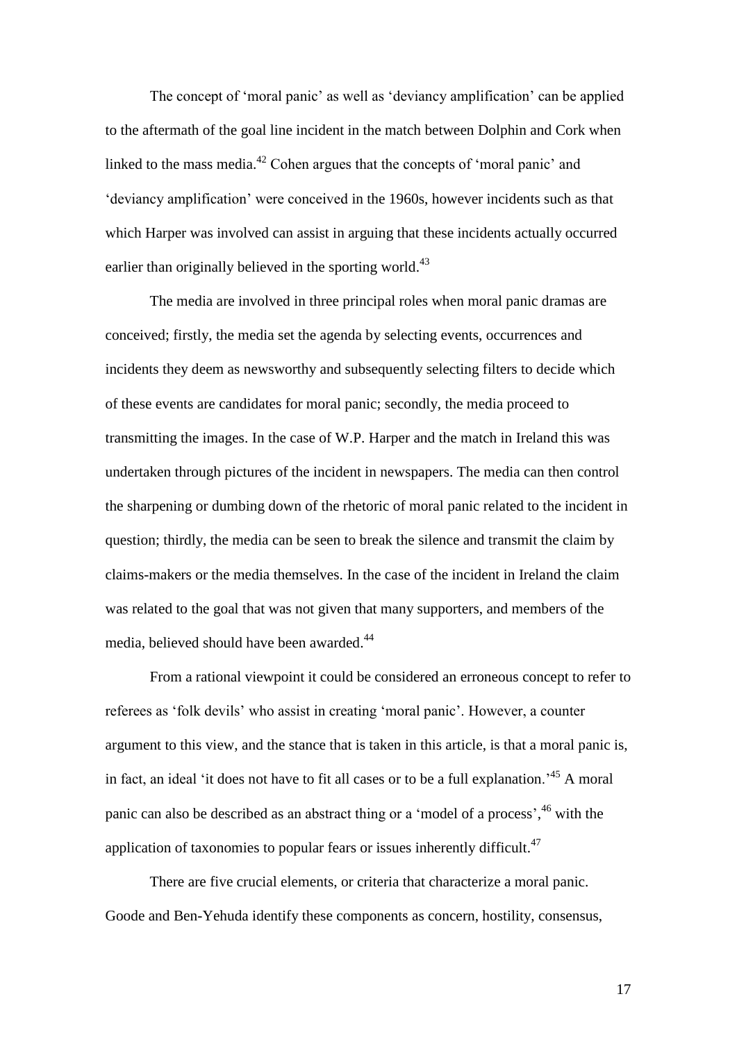The concept of 'moral panic' as well as 'deviancy amplification' can be applied to the aftermath of the goal line incident in the match between Dolphin and Cork when linked to the mass media.[42] Cohen argues that the concepts of 'moral panic' and 'deviancy amplification' were conceived in the 1960s, however incidents such as that which Harper was involved can assist in arguing that these incidents actually occurred earlier than originally believed in the sporting world.[43]

The media are involved in three principal roles when moral panic dramas are conceived; firstly, the media set the agenda by selecting events, occurrences and incidents they deem as newsworthy and subsequently selecting filters to decide which of these events are candidates for moral panic; secondly, the media proceed to transmitting the images. In the case of W.P. Harper and the match in Ireland this was undertaken through pictures of the incident in newspapers. The media can then control the sharpening or dumbing down of the rhetoric of moral panic related to the incident in question; thirdly, the media can be seen to break the silence and transmit the claim by claims-makers or the media themselves. In the case of the incident in Ireland the claim was related to the goal that was not given that many supporters, and members of the media, believed should have been awarded.[44]

From a rational viewpoint it could be considered an erroneous concept to refer to referees as 'folk devils' who assist in creating 'moral panic'. However, a counter argument to this view, and the stance that is taken in this article, is that a moral panic is, in fact, an ideal 'it does not have to fit all cases or to be a full explanation.'[45] A moral panic can also be described as an abstract thing or a 'model of a process',[46] with the application of taxonomies to popular fears or issues inherently difficult.[47]

There are five crucial elements, or criteria that characterize a moral panic. Goode and Ben-Yehuda identify these components as concern, hostility, consensus,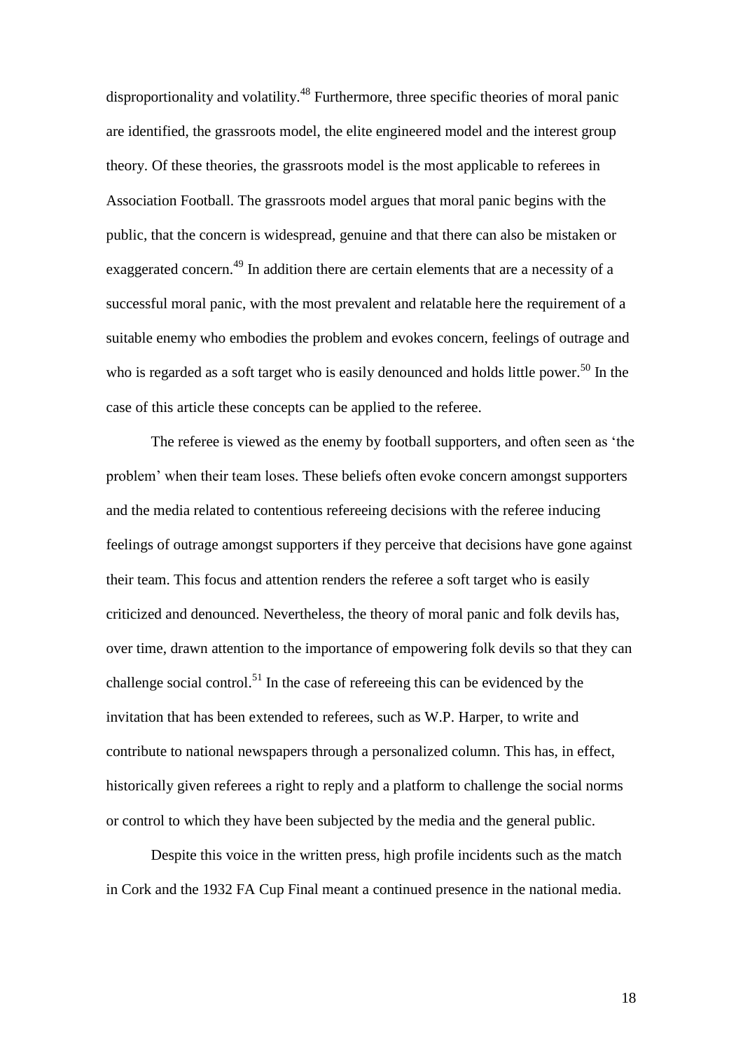disproportionality and volatility.[48] Furthermore, three specific theories of moral panic are identified, the grassroots model, the elite engineered model and the interest group theory. Of these theories, the grassroots model is the most applicable to referees in Association Football. The grassroots model argues that moral panic begins with the public, that the concern is widespread, genuine and that there can also be mistaken or exaggerated concern.[49] In addition there are certain elements that are a necessity of a successful moral panic, with the most prevalent and relatable here the requirement of a suitable enemy who embodies the problem and evokes concern, feelings of outrage and who is regarded as a soft target who is easily denounced and holds little power.[50] In the case of this article these concepts can be applied to the referee.

The referee is viewed as the enemy by football supporters, and often seen as 'the problem' when their team loses. These beliefs often evoke concern amongst supporters and the media related to contentious refereeing decisions with the referee inducing feelings of outrage amongst supporters if they perceive that decisions have gone against their team. This focus and attention renders the referee a soft target who is easily criticized and denounced. Nevertheless, the theory of moral panic and folk devils has, over time, drawn attention to the importance of empowering folk devils so that they can challenge social control.[51] In the case of refereeing this can be evidenced by the invitation that has been extended to referees, such as W.P. Harper, to write and contribute to national newspapers through a personalized column. This has, in effect, historically given referees a right to reply and a platform to challenge the social norms or control to which they have been subjected by the media and the general public.

Despite this voice in the written press, high profile incidents such as the match in Cork and the 1932 FA Cup Final meant a continued presence in the national media.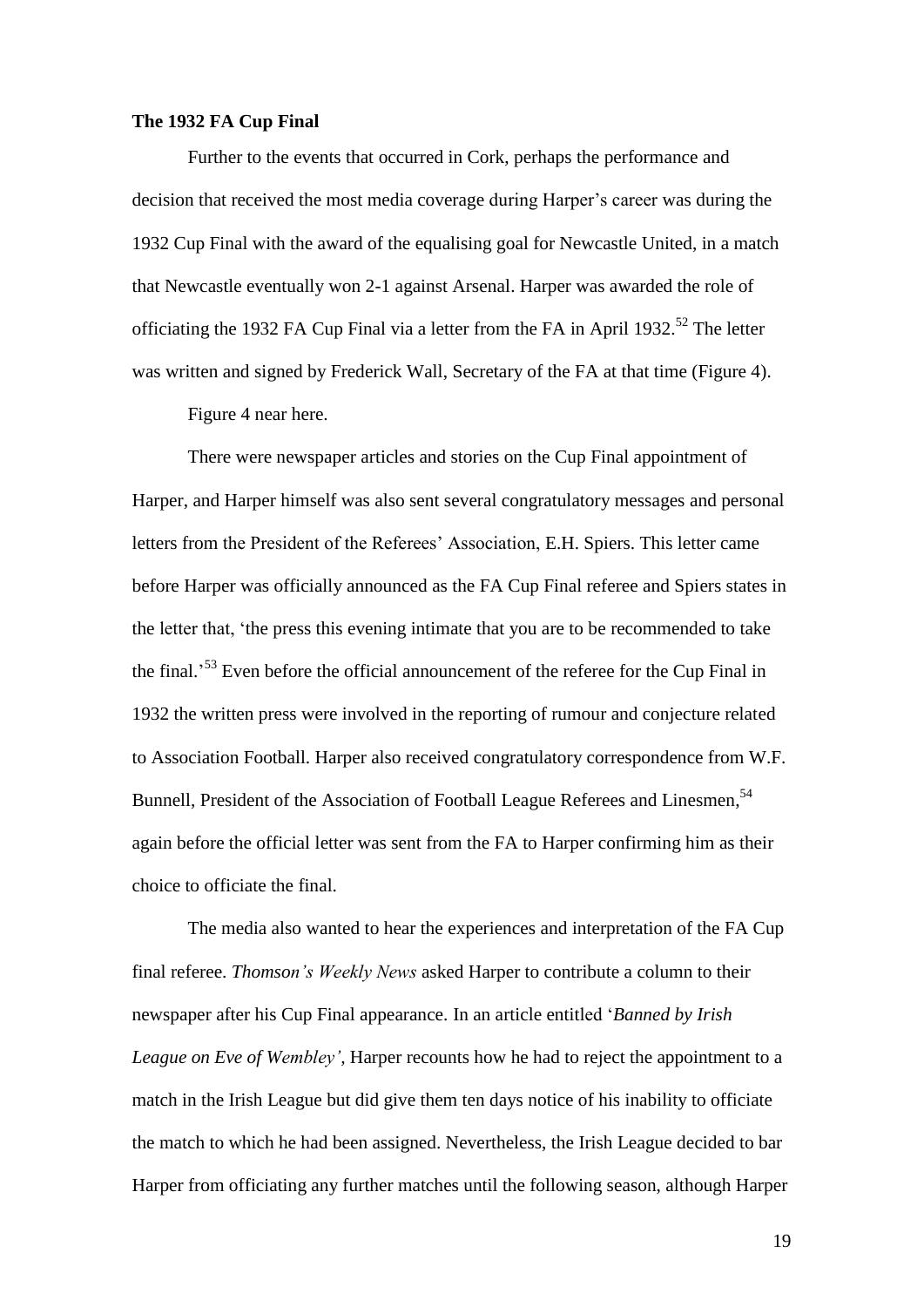**The 1932 FA Cup Final**

Further to the events that occurred in Cork, perhaps the performance and decision that received the most media coverage during Harper's career was during the 1932 Cup Final with the award of the equalising goal for Newcastle United, in a match that Newcastle eventually won 2-1 against Arsenal. Harper was awarded the role of officiating the 1932 FA Cup Final via a letter from the FA in April 1932.[52] The letter was written and signed by Frederick Wall, Secretary of the FA at that time (Figure 4).

Figure 4 near here.

There were newspaper articles and stories on the Cup Final appointment of Harper, and Harper himself was also sent several congratulatory messages and personal letters from the President of the Referees' Association, E.H. Spiers. This letter came before Harper was officially announced as the FA Cup Final referee and Spiers states in the letter that, 'the press this evening intimate that you are to be recommended to take the final.'[53] Even before the official announcement of the referee for the Cup Final in 1932 the written press were involved in the reporting of rumour and conjecture related to Association Football. Harper also received congratulatory correspondence from W.F. Bunnell, President of the Association of Football League Referees and Linesmen,[54] again before the official letter was sent from the FA to Harper confirming him as their choice to officiate the final.

The media also wanted to hear the experiences and interpretation of the FA Cup final referee. *Thomson's Weekly News* asked Harper to contribute a column to their newspaper after his Cup Final appearance. In an article entitled '*Banned by Irish League on Eve of Wembley'*, Harper recounts how he had to reject the appointment to a match in the Irish League but did give them ten days notice of his inability to officiate the match to which he had been assigned. Nevertheless, the Irish League decided to bar Harper from officiating any further matches until the following season, although Harper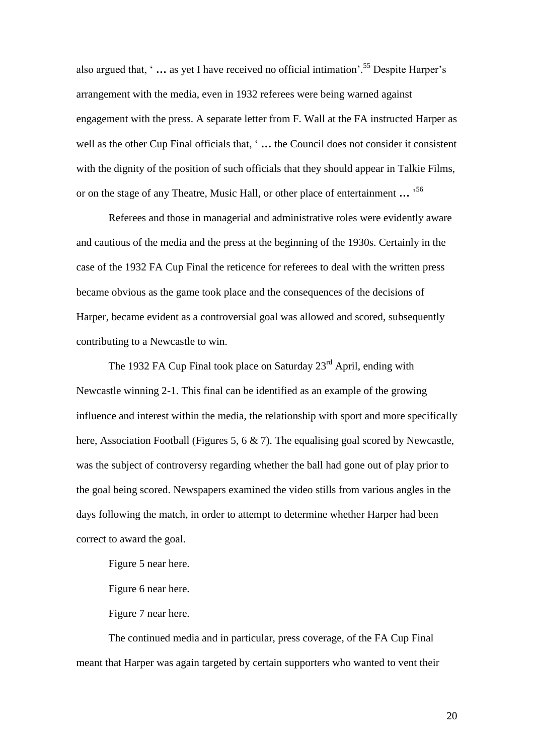also argued that, ' **…** as yet I have received no official intimation'.[55] Despite Harper's arrangement with the media, even in 1932 referees were being warned against engagement with the press. A separate letter from F. Wall at the FA instructed Harper as well as the other Cup Final officials that, ' **…** the Council does not consider it consistent with the dignity of the position of such officials that they should appear in Talkie Films, or on the stage of any Theatre, Music Hall, or other place of entertainment **…** '[56]

Referees and those in managerial and administrative roles were evidently aware and cautious of the media and the press at the beginning of the 1930s. Certainly in the case of the 1932 FA Cup Final the reticence for referees to deal with the written press became obvious as the game took place and the consequences of the decisions of Harper, became evident as a controversial goal was allowed and scored, subsequently contributing to a Newcastle to win.

The 1932 FA Cup Final took place on Saturday 23rd April, ending with Newcastle winning 2-1. This final can be identified as an example of the growing influence and interest within the media, the relationship with sport and more specifically here, Association Football (Figures 5, 6 & 7). The equalising goal scored by Newcastle, was the subject of controversy regarding whether the ball had gone out of play prior to the goal being scored. Newspapers examined the video stills from various angles in the days following the match, in order to attempt to determine whether Harper had been correct to award the goal.

Figure 5 near here.

Figure 6 near here.

Figure 7 near here.

The continued media and in particular, press coverage, of the FA Cup Final meant that Harper was again targeted by certain supporters who wanted to vent their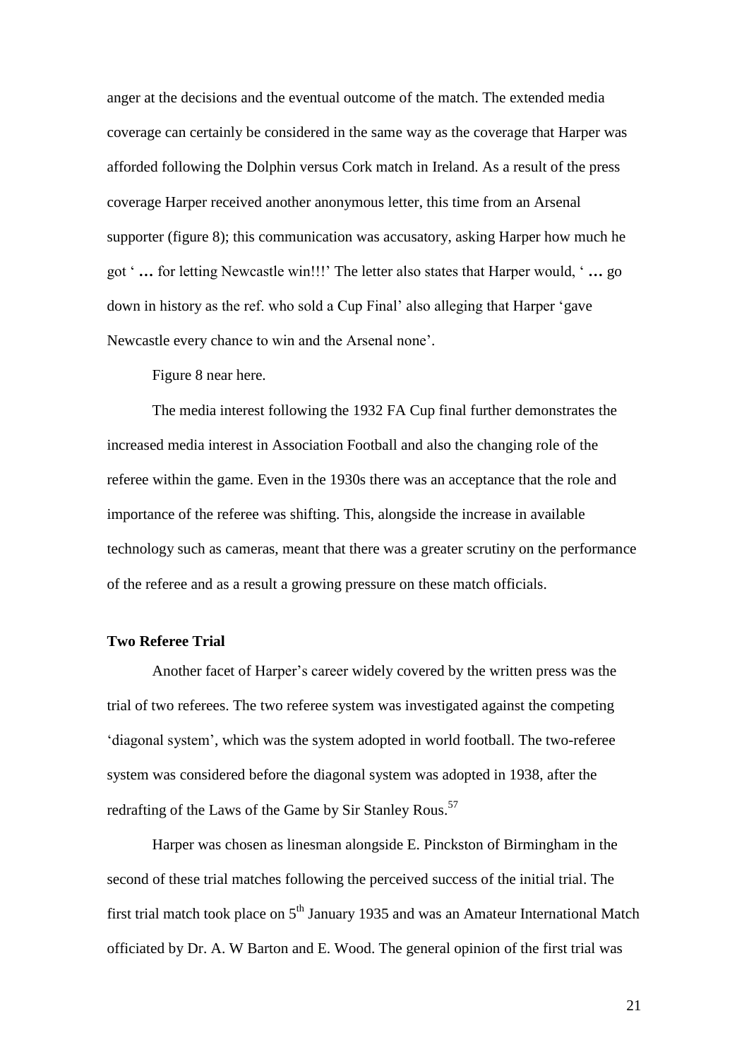anger at the decisions and the eventual outcome of the match. The extended media coverage can certainly be considered in the same way as the coverage that Harper was afforded following the Dolphin versus Cork match in Ireland. As a result of the press coverage Harper received another anonymous letter, this time from an Arsenal supporter (figure 8); this communication was accusatory, asking Harper how much he got ' **…** for letting Newcastle win!!!' The letter also states that Harper would, ' **…** go down in history as the ref. who sold a Cup Final' also alleging that Harper 'gave Newcastle every chance to win and the Arsenal none'.

Figure 8 near here.

The media interest following the 1932 FA Cup final further demonstrates the increased media interest in Association Football and also the changing role of the referee within the game. Even in the 1930s there was an acceptance that the role and importance of the referee was shifting. This, alongside the increase in available technology such as cameras, meant that there was a greater scrutiny on the performance of the referee and as a result a growing pressure on these match officials.

**Two Referee Trial**

Another facet of Harper's career widely covered by the written press was the trial of two referees. The two referee system was investigated against the competing 'diagonal system', which was the system adopted in world football. The two-referee system was considered before the diagonal system was adopted in 1938, after the redrafting of the Laws of the Game by Sir Stanley Rous.[57]

Harper was chosen as linesman alongside E. Pinckston of Birmingham in the second of these trial matches following the perceived success of the initial trial. The first trial match took place on 5th January 1935 and was an Amateur International Match officiated by Dr. A. W Barton and E. Wood. The general opinion of the first trial was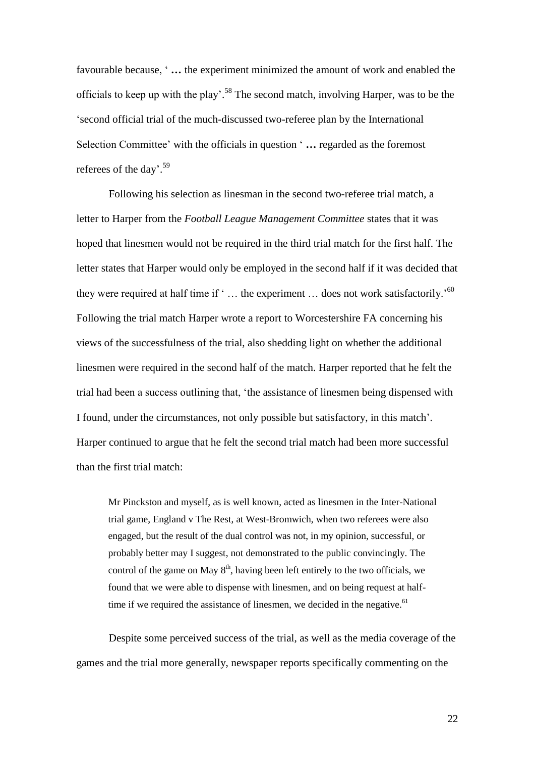favourable because, ' **…** the experiment minimized the amount of work and enabled the officials to keep up with the play'.[58] The second match, involving Harper, was to be the 'second official trial of the much-discussed two-referee plan by the International Selection Committee' with the officials in question ' **…** regarded as the foremost referees of the day'.[59]

Following his selection as linesman in the second two-referee trial match, a letter to Harper from the *Football League Management Committee* states that it was hoped that linesmen would not be required in the third trial match for the first half. The letter states that Harper would only be employed in the second half if it was decided that they were required at half time if ' … the experiment … does not work satisfactorily.'[60] Following the trial match Harper wrote a report to Worcestershire FA concerning his views of the successfulness of the trial, also shedding light on whether the additional linesmen were required in the second half of the match. Harper reported that he felt the trial had been a success outlining that, 'the assistance of linesmen being dispensed with I found, under the circumstances, not only possible but satisfactory, in this match'. Harper continued to argue that he felt the second trial match had been more successful than the first trial match:

> Mr Pinckston and myself, as is well known, acted as linesmen in the Inter-National trial game, England v The Rest, at West-Bromwich, when two referees were also engaged, but the result of the dual control was not, in my opinion, successful, or probably better may I suggest, not demonstrated to the public convincingly. The control of the game on May 8th, having been left entirely to the two officials, we found that we were able to dispense with linesmen, and on being request at half-time if we required the assistance of linesmen, we decided in the negative.[61]

Despite some perceived success of the trial, as well as the media coverage of the games and the trial more generally, newspaper reports specifically commenting on the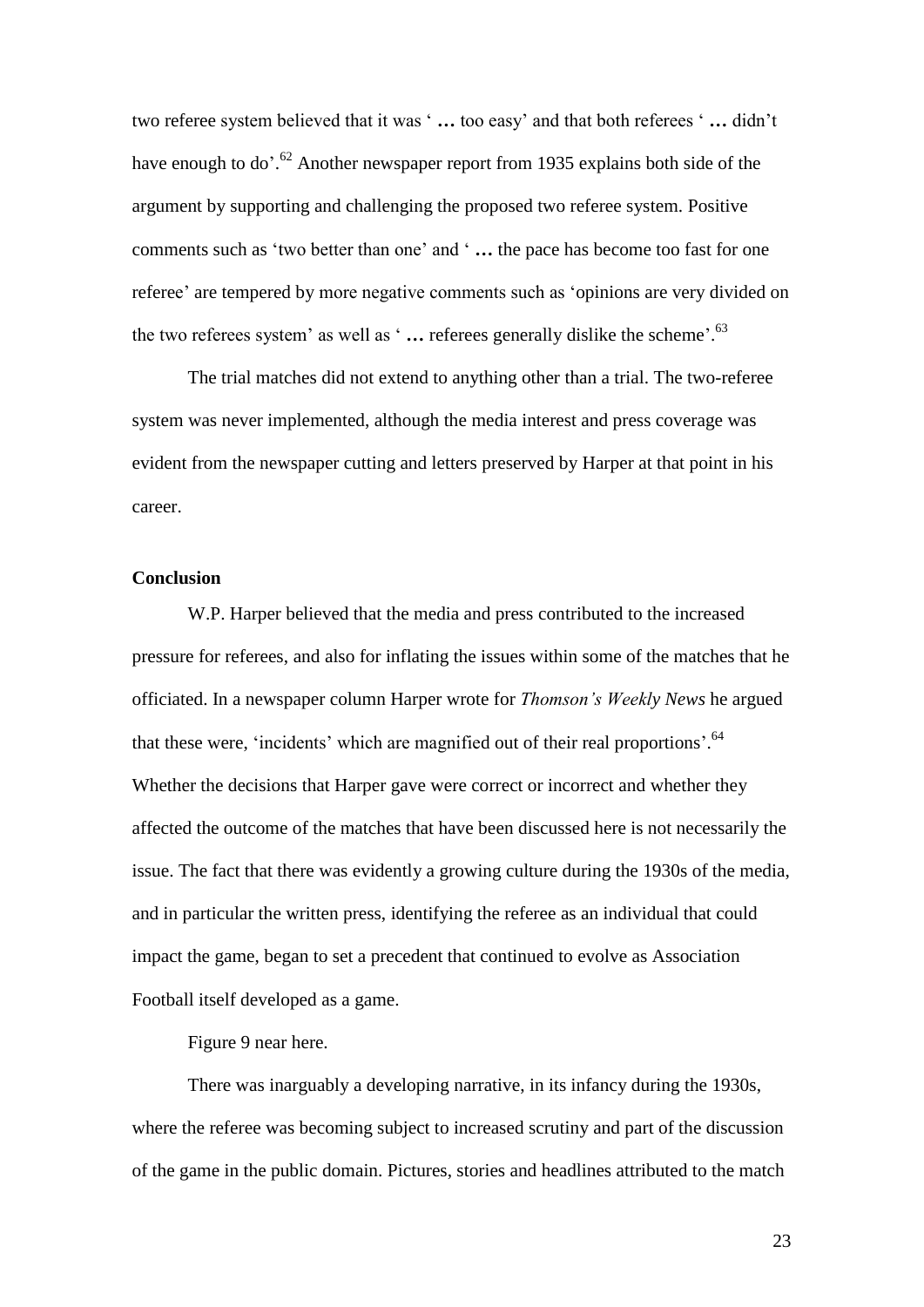two referee system believed that it was ' **…** too easy' and that both referees ' **…** didn't have enough to do'.[62] Another newspaper report from 1935 explains both side of the argument by supporting and challenging the proposed two referee system. Positive comments such as 'two better than one' and ' **…** the pace has become too fast for one referee' are tempered by more negative comments such as 'opinions are very divided on the two referees system' as well as ' **…** referees generally dislike the scheme'.[63]

The trial matches did not extend to anything other than a trial. The two-referee system was never implemented, although the media interest and press coverage was evident from the newspaper cutting and letters preserved by Harper at that point in his career.

**Conclusion**

W.P. Harper believed that the media and press contributed to the increased pressure for referees, and also for inflating the issues within some of the matches that he officiated. In a newspaper column Harper wrote for *Thomson's Weekly News* he argued that these were, 'incidents' which are magnified out of their real proportions'.[64] Whether the decisions that Harper gave were correct or incorrect and whether they affected the outcome of the matches that have been discussed here is not necessarily the issue. The fact that there was evidently a growing culture during the 1930s of the media, and in particular the written press, identifying the referee as an individual that could impact the game, began to set a precedent that continued to evolve as Association Football itself developed as a game.

Figure 9 near here.

There was inarguably a developing narrative, in its infancy during the 1930s, where the referee was becoming subject to increased scrutiny and part of the discussion of the game in the public domain. Pictures, stories and headlines attributed to the match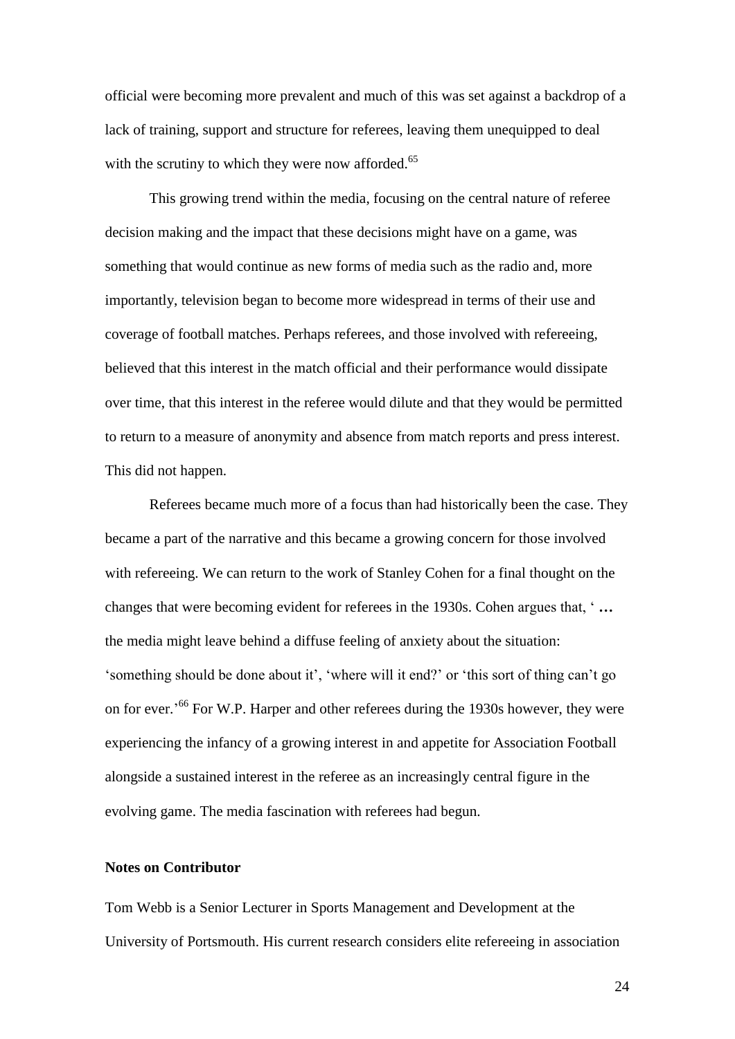official were becoming more prevalent and much of this was set against a backdrop of a lack of training, support and structure for referees, leaving them unequipped to deal with the scrutiny to which they were now afforded.[65]

This growing trend within the media, focusing on the central nature of referee decision making and the impact that these decisions might have on a game, was something that would continue as new forms of media such as the radio and, more importantly, television began to become more widespread in terms of their use and coverage of football matches. Perhaps referees, and those involved with refereeing, believed that this interest in the match official and their performance would dissipate over time, that this interest in the referee would dilute and that they would be permitted to return to a measure of anonymity and absence from match reports and press interest. This did not happen.

Referees became much more of a focus than had historically been the case. They became a part of the narrative and this became a growing concern for those involved with refereeing. We can return to the work of Stanley Cohen for a final thought on the changes that were becoming evident for referees in the 1930s. Cohen argues that, ' **…** the media might leave behind a diffuse feeling of anxiety about the situation: 'something should be done about it', 'where will it end?' or 'this sort of thing can't go on for ever.'[66] For W.P. Harper and other referees during the 1930s however, they were experiencing the infancy of a growing interest in and appetite for Association Football alongside a sustained interest in the referee as an increasingly central figure in the evolving game. The media fascination with referees had begun.

**Notes on Contributor**

Tom Webb is a Senior Lecturer in Sports Management and Development at the University of Portsmouth. His current research considers elite refereeing in association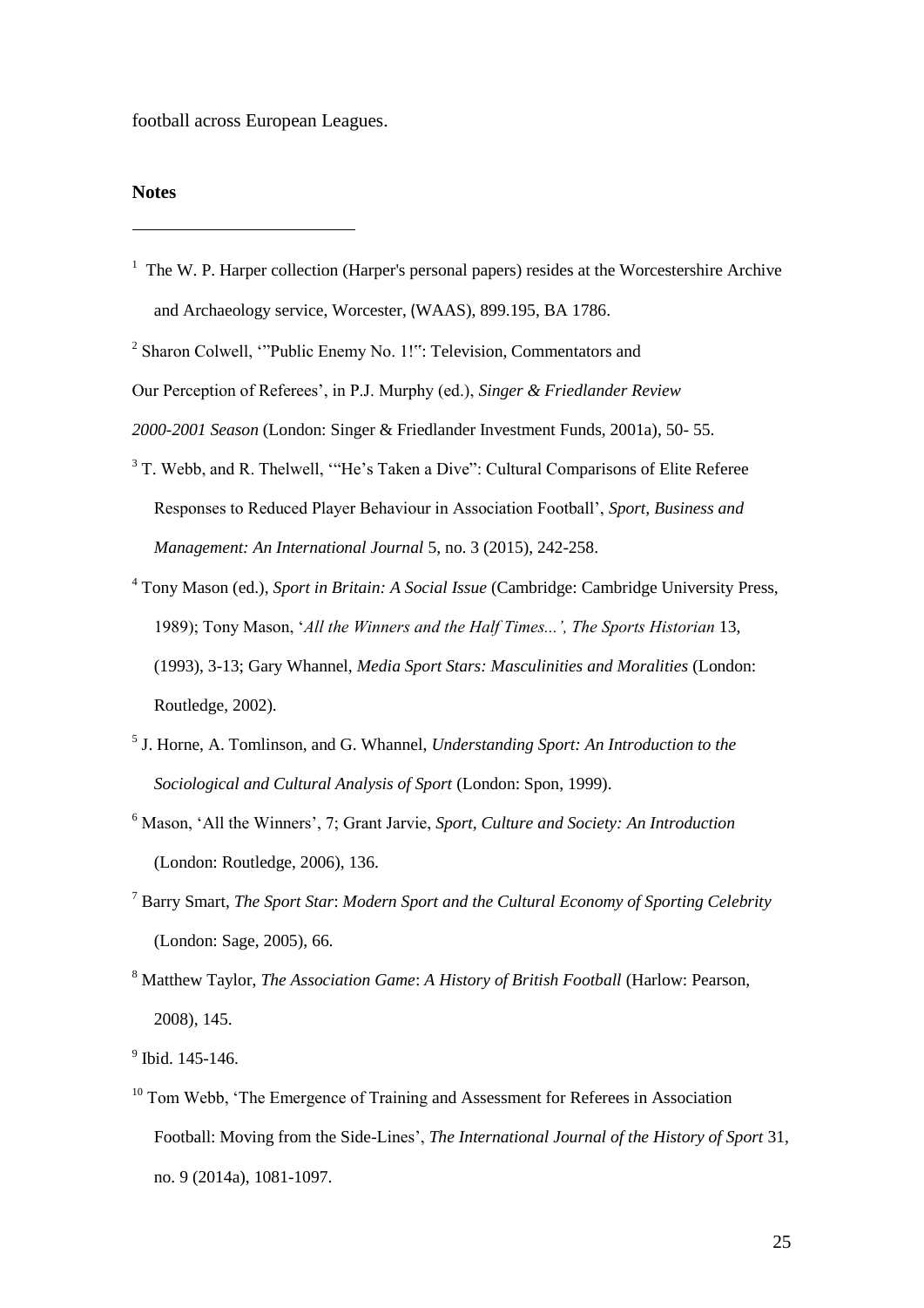football across European Leagues.

**Notes**

---

[1] The W. P. Harper collection (Harper's personal papers) resides at the Worcestershire Archive and Archaeology service, Worcester, (WAAS), 899.195, BA 1786.

[2] Sharon Colwell, '"Public Enemy No. 1!": Television, Commentators and Our Perception of Referees', in P.J. Murphy (ed.), *Singer & Friedlander Review 2000-2001 Season* (London: Singer & Friedlander Investment Funds, 2001a), 50- 55.

[3] T. Webb, and R. Thelwell, '"He's Taken a Dive": Cultural Comparisons of Elite Referee Responses to Reduced Player Behaviour in Association Football', *Sport, Business and Management: An International Journal* 5, no. 3 (2015), 242-258.

[4] Tony Mason (ed.), *Sport in Britain: A Social Issue* (Cambridge: Cambridge University Press, 1989); Tony Mason, '*All the Winners and the Half Times...', The Sports Historian* 13, (1993), 3-13; Gary Whannel, *Media Sport Stars: Masculinities and Moralities* (London: Routledge, 2002).

[5] J. Horne, A. Tomlinson, and G. Whannel, *Understanding Sport: An Introduction to the Sociological and Cultural Analysis of Sport* (London: Spon, 1999).

[6] Mason, 'All the Winners', 7; Grant Jarvie, *Sport, Culture and Society: An Introduction* (London: Routledge, 2006), 136.

[7] Barry Smart, *The Sport Star*: *Modern Sport and the Cultural Economy of Sporting Celebrity* (London: Sage, 2005), 66.

[8] Matthew Taylor, *The Association Game*: *A History of British Football* (Harlow: Pearson, 2008), 145.

[9] Ibid. 145-146.

[10] Tom Webb, 'The Emergence of Training and Assessment for Referees in Association Football: Moving from the Side-Lines', *The International Journal of the History of Sport* 31, no. 9 (2014a), 1081-1097.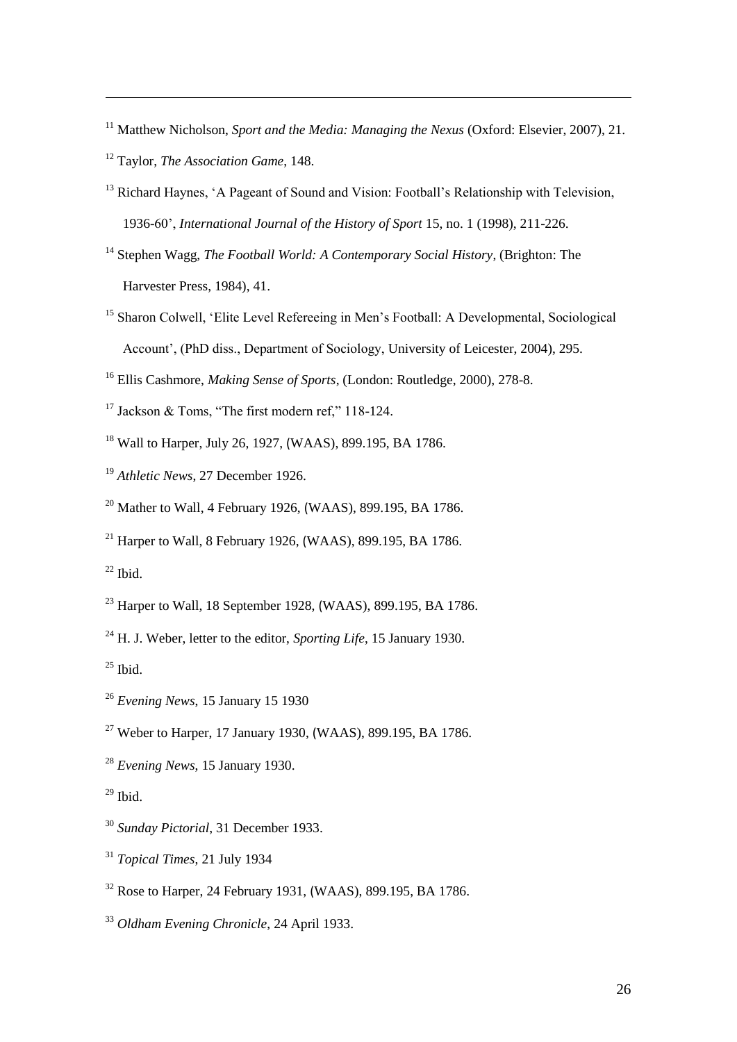[11] Matthew Nicholson, *Sport and the Media: Managing the Nexus* (Oxford: Elsevier, 2007), 21.

[12] Taylor, *The Association Game*, 148.

[13] Richard Haynes, 'A Pageant of Sound and Vision: Football's Relationship with Television, 1936-60', *International Journal of the History of Sport* 15, no. 1 (1998), 211-226.

[14] Stephen Wagg, *The Football World: A Contemporary Social History*, (Brighton: The Harvester Press, 1984), 41.

[15] Sharon Colwell, 'Elite Level Refereeing in Men's Football: A Developmental, Sociological Account', (PhD diss., Department of Sociology, University of Leicester, 2004), 295.

[16] Ellis Cashmore, *Making Sense of Sports*, (London: Routledge, 2000), 278-8.

[17] Jackson & Toms, "The first modern ref," 118-124.

[18] Wall to Harper, July 26, 1927, (WAAS), 899.195, BA 1786.

[19] *Athletic News*, 27 December 1926.

[20] Mather to Wall, 4 February 1926, (WAAS), 899.195, BA 1786.

[21] Harper to Wall, 8 February 1926, (WAAS), 899.195, BA 1786.

[22] Ibid.

[23] Harper to Wall, 18 September 1928, (WAAS), 899.195, BA 1786.

[24] H. J. Weber, letter to the editor, *Sporting Life*, 15 January 1930.

[25] Ibid.

[26] *Evening News*, 15 January 15 1930

[27] Weber to Harper, 17 January 1930, (WAAS), 899.195, BA 1786.

[28] *Evening News*, 15 January 1930.

[29] Ibid.

[30] *Sunday Pictorial*, 31 December 1933.

[31] *Topical Times*, 21 July 1934

[32] Rose to Harper, 24 February 1931, (WAAS), 899.195, BA 1786.

[33] *Oldham Evening Chronicle*, 24 April 1933.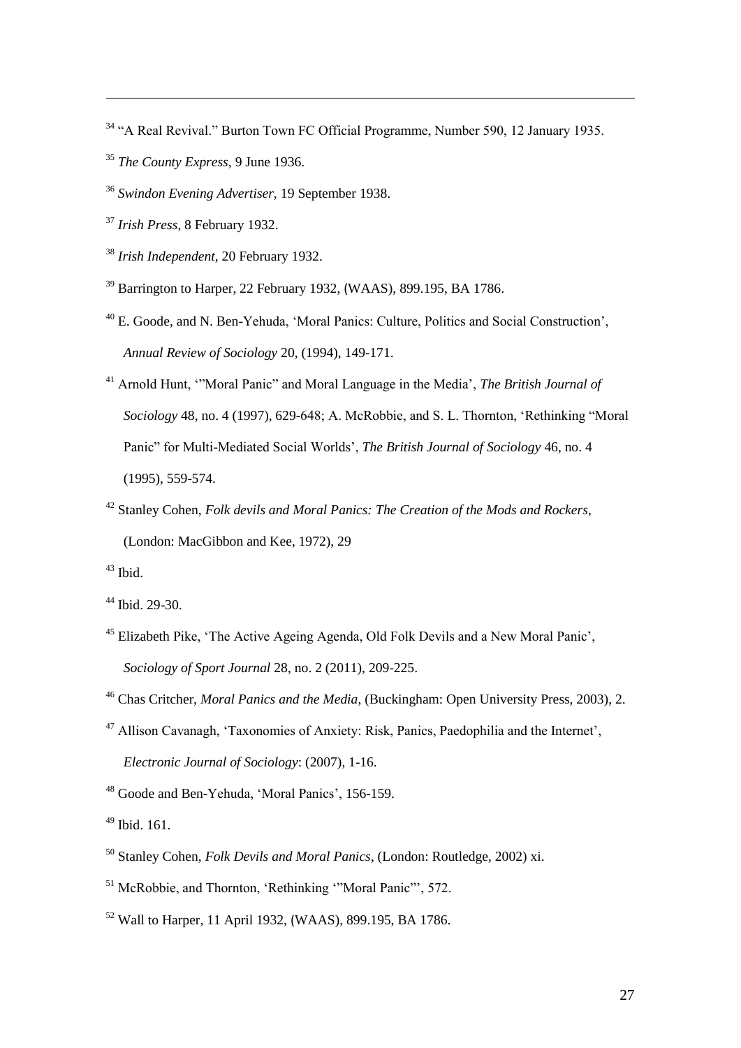[34] "A Real Revival." Burton Town FC Official Programme, Number 590, 12 January 1935.

[35] *The County Express*, 9 June 1936.

[36] *Swindon Evening Advertiser*, 19 September 1938.

[37] *Irish Press*, 8 February 1932.

[38] *Irish Independent*, 20 February 1932.

[39] Barrington to Harper, 22 February 1932, (WAAS), 899.195, BA 1786.

[40] E. Goode, and N. Ben-Yehuda, 'Moral Panics: Culture, Politics and Social Construction', *Annual Review of Sociology* 20, (1994), 149-171.

[41] Arnold Hunt, '"Moral Panic" and Moral Language in the Media', *The British Journal of Sociology* 48, no. 4 (1997), 629-648; A. McRobbie, and S. L. Thornton, 'Rethinking "Moral Panic" for Multi-Mediated Social Worlds', *The British Journal of Sociology* 46, no. 4 (1995), 559-574.

[42] Stanley Cohen, *Folk devils and Moral Panics: The Creation of the Mods and Rockers*, (London: MacGibbon and Kee, 1972), 29

[43] Ibid.

[44] Ibid. 29-30.

[45] Elizabeth Pike, 'The Active Ageing Agenda, Old Folk Devils and a New Moral Panic', *Sociology of Sport Journal* 28, no. 2 (2011), 209-225.

[46] Chas Critcher, *Moral Panics and the Media*, (Buckingham: Open University Press, 2003), 2.

[47] Allison Cavanagh, 'Taxonomies of Anxiety: Risk, Panics, Paedophilia and the Internet', *Electronic Journal of Sociology*: (2007), 1-16.

[48] Goode and Ben-Yehuda, 'Moral Panics', 156-159.

[49] Ibid. 161.

[50] Stanley Cohen, *Folk Devils and Moral Panics*, (London: Routledge, 2002) xi.

[51] McRobbie, and Thornton, 'Rethinking '"Moral Panic"', 572.

[52] Wall to Harper, 11 April 1932, (WAAS), 899.195, BA 1786.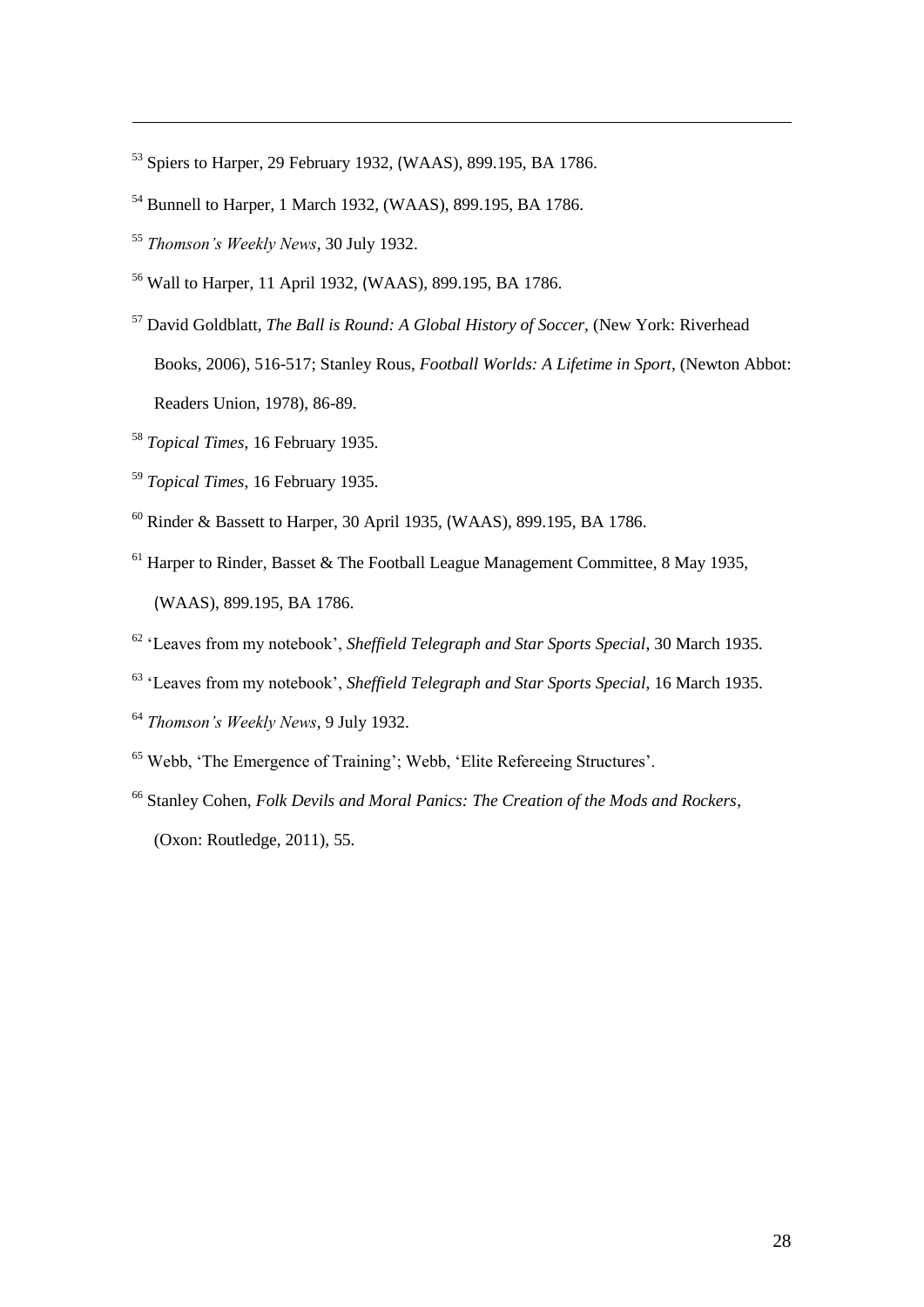[53] Spiers to Harper, 29 February 1932, (WAAS), 899.195, BA 1786.

[54] Bunnell to Harper, 1 March 1932, (WAAS), 899.195, BA 1786.

[55] *Thomson's Weekly News*, 30 July 1932.

[56] Wall to Harper, 11 April 1932, (WAAS), 899.195, BA 1786.

[57] David Goldblatt, *The Ball is Round: A Global History of Soccer*, (New York: Riverhead Books, 2006), 516-517; Stanley Rous, *Football Worlds: A Lifetime in Sport*, (Newton Abbot: Readers Union, 1978), 86-89.

[58] *Topical Times*, 16 February 1935.

[59] *Topical Times*, 16 February 1935.

[60] Rinder & Bassett to Harper, 30 April 1935, (WAAS), 899.195, BA 1786.

[61] Harper to Rinder, Basset & The Football League Management Committee, 8 May 1935, (WAAS), 899.195, BA 1786.

[62] 'Leaves from my notebook', *Sheffield Telegraph and Star Sports Special*, 30 March 1935.

[63] 'Leaves from my notebook', *Sheffield Telegraph and Star Sports Special*, 16 March 1935.

[64] *Thomson's Weekly News*, 9 July 1932.

[65] Webb, 'The Emergence of Training'; Webb, 'Elite Refereeing Structures'.

[66] Stanley Cohen, *Folk Devils and Moral Panics: The Creation of the Mods and Rockers*, (Oxon: Routledge, 2011), 55.